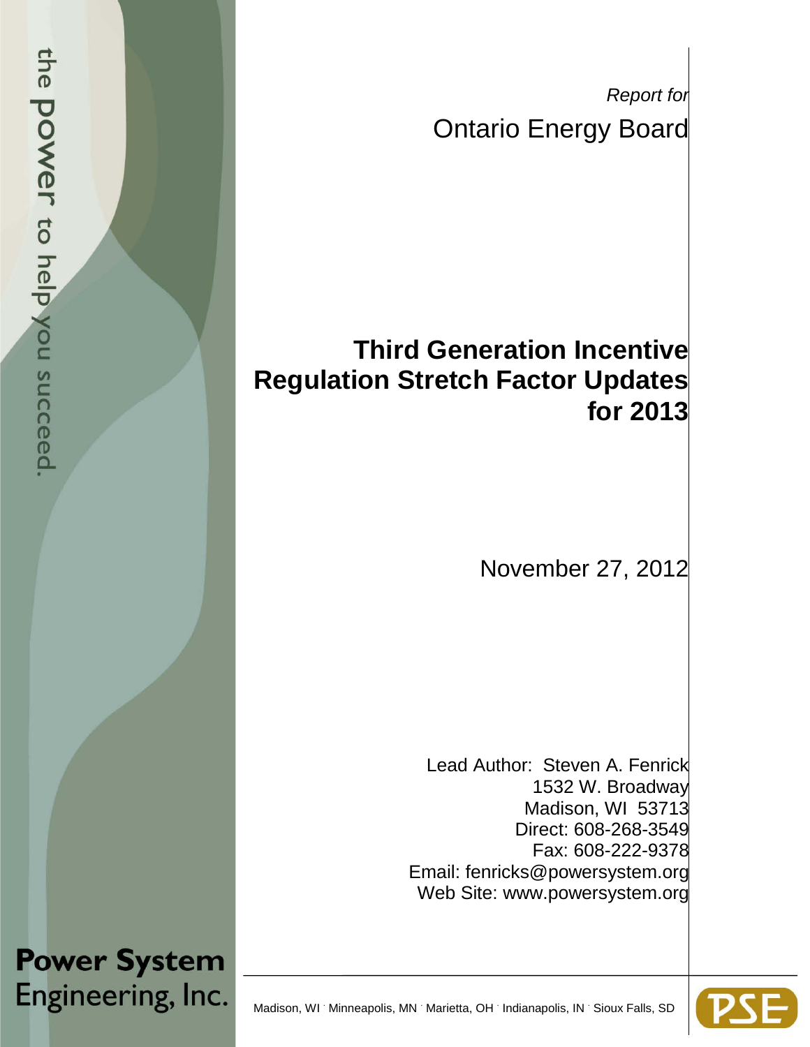*Report for*

Ontario Energy Board

# Third Generation Incentive Regulation Stretch Factor Updates for 2013

November 27, 2012

Lead Author: Steven A. Fenrick
1532 W. Broadway
Madison, WI 53713
Direct: 608-268-3549
Fax: 608-222-9378
Email: fenricks@powersystem.org
Web Site: www.powersystem.org

the power to help you succeed.

**Power System Engineering, Inc.**

Madison, WI · Minneapolis, MN · Marietta, OH · Indianapolis, IN · Sioux Falls, SD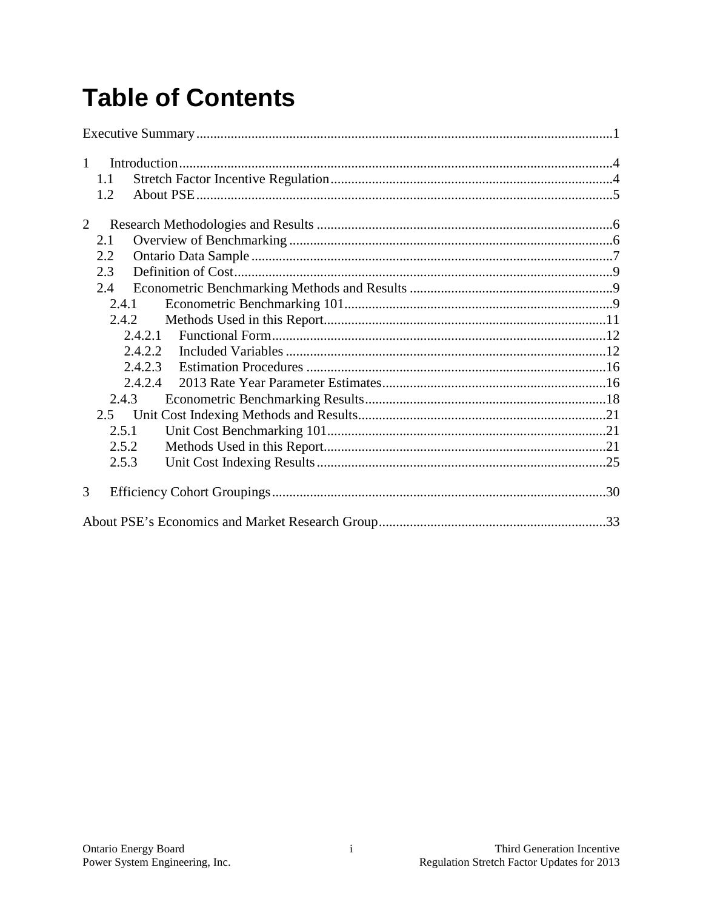# Table of Contents

Executive Summary ........................................................................................................................1

1 Introduction.............................................................................................................................4
  1.1 Stretch Factor Incentive Regulation.................................................................................4
  1.2 About PSE........................................................................................................................5

2 Research Methodologies and Results ......................................................................................6
  2.1 Overview of Benchmarking .............................................................................................6
  2.2 Ontario Data Sample ........................................................................................................7
  2.3 Definition of Cost.............................................................................................................9
  2.4 Econometric Benchmarking Methods and Results ...........................................................9
    2.4.1 Econometric Benchmarking 101.............................................................................9
    2.4.2 Methods Used in this Report..................................................................................11
      2.4.2.1 Functional Form.................................................................................................12
      2.4.2.2 Included Variables .............................................................................................12
      2.4.2.3 Estimation Procedures .......................................................................................16
      2.4.2.4 2013 Rate Year Parameter Estimates.................................................................16
    2.4.3 Econometric Benchmarking Results......................................................................18
  2.5 Unit Cost Indexing Methods and Results........................................................................21
    2.5.1 Unit Cost Benchmarking 101.................................................................................21
    2.5.2 Methods Used in this Report..................................................................................21
    2.5.3 Unit Cost Indexing Results....................................................................................25

3 Efficiency Cohort Groupings.................................................................................................30

About PSE's Economics and Market Research Group..................................................................33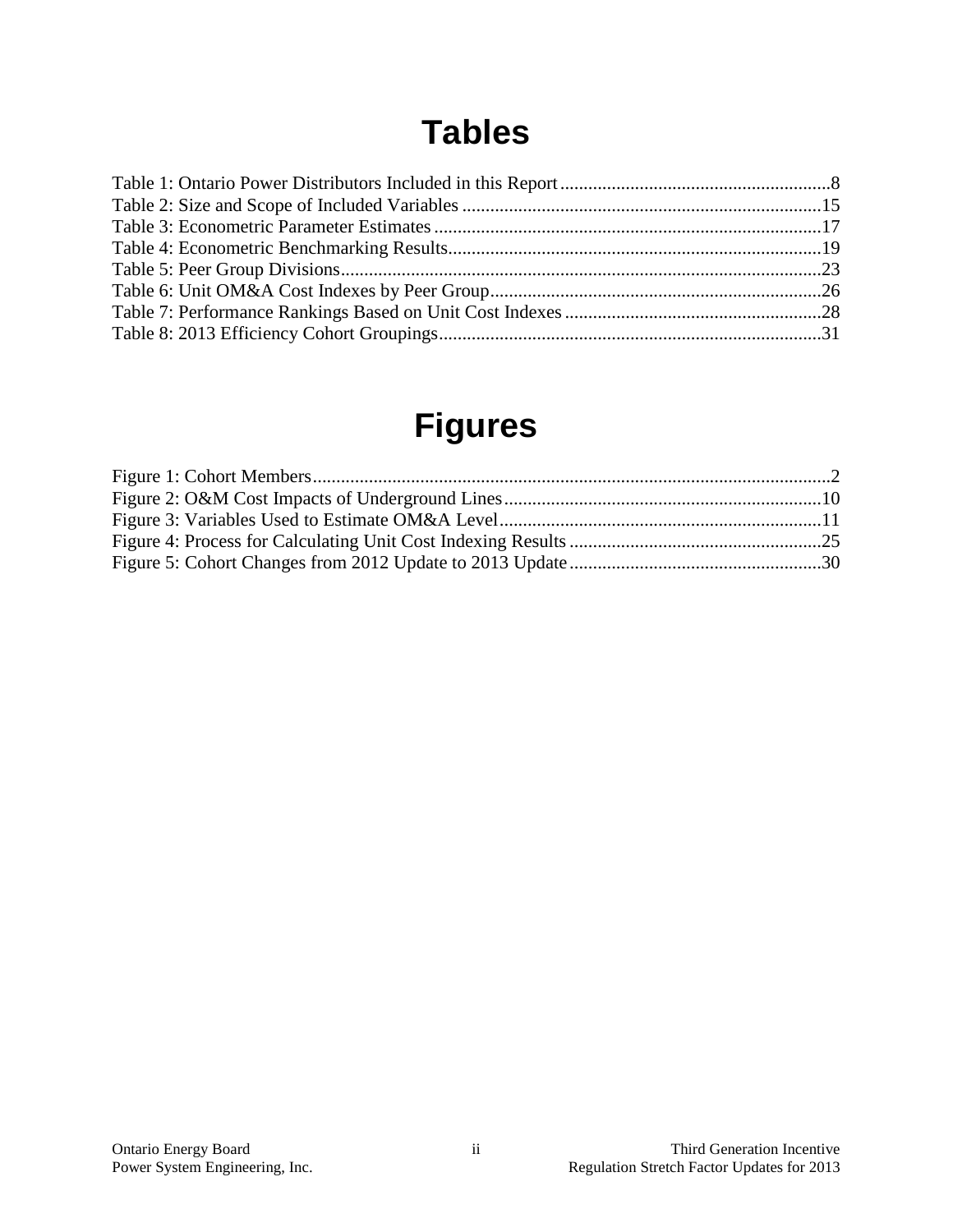# Tables

Table 1: Ontario Power Distributors Included in this Report..........................................................8
Table 2: Size and Scope of Included Variables ............................................................................15
Table 3: Econometric Parameter Estimates ..................................................................................17
Table 4: Econometric Benchmarking Results................................................................................19
Table 5: Peer Group Divisions.......................................................................................................23
Table 6: Unit OM&A Cost Indexes by Peer Group.......................................................................26
Table 7: Performance Rankings Based on Unit Cost Indexes .......................................................28
Table 8: 2013 Efficiency Cohort Groupings..................................................................................31

# Figures

Figure 1: Cohort Members...............................................................................................................2
Figure 2: O&M Cost Impacts of Underground Lines....................................................................10
Figure 3: Variables Used to Estimate OM&A Level.....................................................................11
Figure 4: Process for Calculating Unit Cost Indexing Results ......................................................25
Figure 5: Cohort Changes from 2012 Update to 2013 Update......................................................30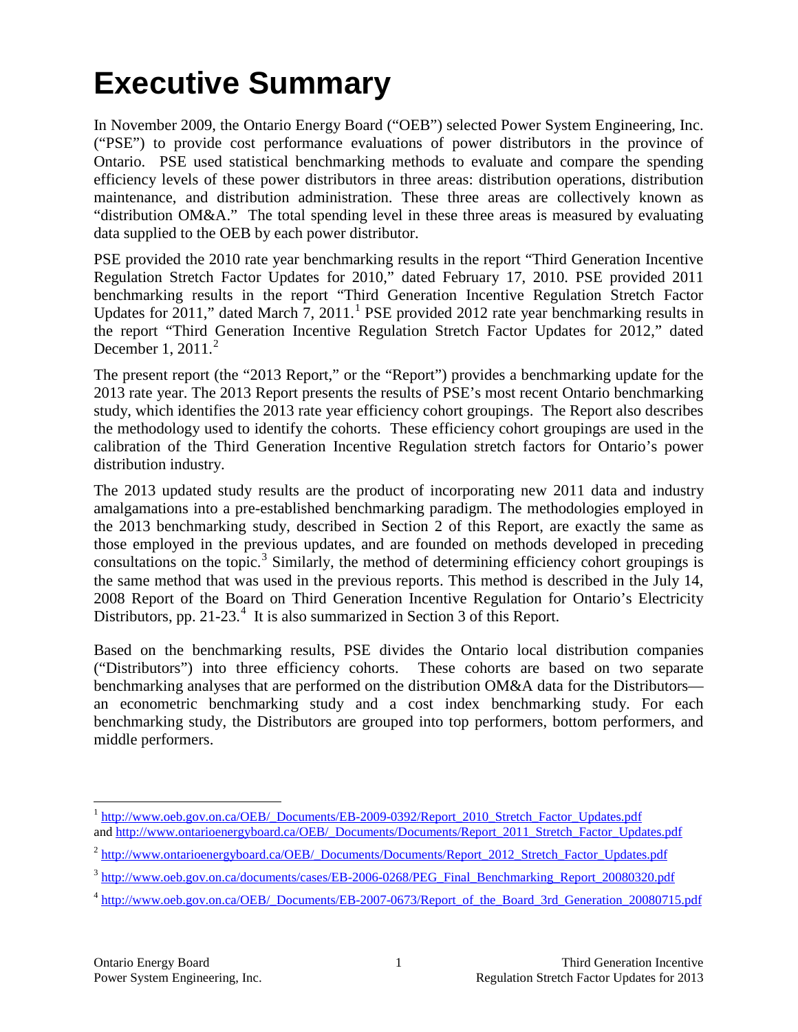# Executive Summary

In November 2009, the Ontario Energy Board ("OEB") selected Power System Engineering, Inc. ("PSE") to provide cost performance evaluations of power distributors in the province of Ontario. PSE used statistical benchmarking methods to evaluate and compare the spending efficiency levels of these power distributors in three areas: distribution operations, distribution maintenance, and distribution administration. These three areas are collectively known as "distribution OM&A." The total spending level in these three areas is measured by evaluating data supplied to the OEB by each power distributor.

PSE provided the 2010 rate year benchmarking results in the report "Third Generation Incentive Regulation Stretch Factor Updates for 2010," dated February 17, 2010. PSE provided 2011 benchmarking results in the report "Third Generation Incentive Regulation Stretch Factor Updates for 2011," dated March 7, 2011.[1] PSE provided 2012 rate year benchmarking results in the report "Third Generation Incentive Regulation Stretch Factor Updates for 2012," dated December 1, 2011.[2]

The present report (the "2013 Report," or the "Report") provides a benchmarking update for the 2013 rate year. The 2013 Report presents the results of PSE's most recent Ontario benchmarking study, which identifies the 2013 rate year efficiency cohort groupings. The Report also describes the methodology used to identify the cohorts. These efficiency cohort groupings are used in the calibration of the Third Generation Incentive Regulation stretch factors for Ontario's power distribution industry.

The 2013 updated study results are the product of incorporating new 2011 data and industry amalgamations into a pre-established benchmarking paradigm. The methodologies employed in the 2013 benchmarking study, described in Section 2 of this Report, are exactly the same as those employed in the previous updates, and are founded on methods developed in preceding consultations on the topic.[3] Similarly, the method of determining efficiency cohort groupings is the same method that was used in the previous reports. This method is described in the July 14, 2008 Report of the Board on Third Generation Incentive Regulation for Ontario's Electricity Distributors, pp. 21-23.[4] It is also summarized in Section 3 of this Report.

Based on the benchmarking results, PSE divides the Ontario local distribution companies ("Distributors") into three efficiency cohorts. These cohorts are based on two separate benchmarking analyses that are performed on the distribution OM&A data for the Distributors—an econometric benchmarking study and a cost index benchmarking study. For each benchmarking study, the Distributors are grouped into top performers, bottom performers, and middle performers.

---

[1] http://www.oeb.gov.on.ca/OEB/_Documents/EB-2009-0392/Report_2010_Stretch_Factor_Updates.pdf and http://www.ontarioenergyboard.ca/OEB/_Documents/Documents/Report_2011_Stretch_Factor_Updates.pdf

[2] http://www.ontarioenergyboard.ca/OEB/_Documents/Documents/Report_2012_Stretch_Factor_Updates.pdf

[3] http://www.oeb.gov.on.ca/documents/cases/EB-2006-0268/PEG_Final_Benchmarking_Report_20080320.pdf

[4] http://www.oeb.gov.on.ca/OEB/_Documents/EB-2007-0673/Report_of_the_Board_3rd_Generation_20080715.pdf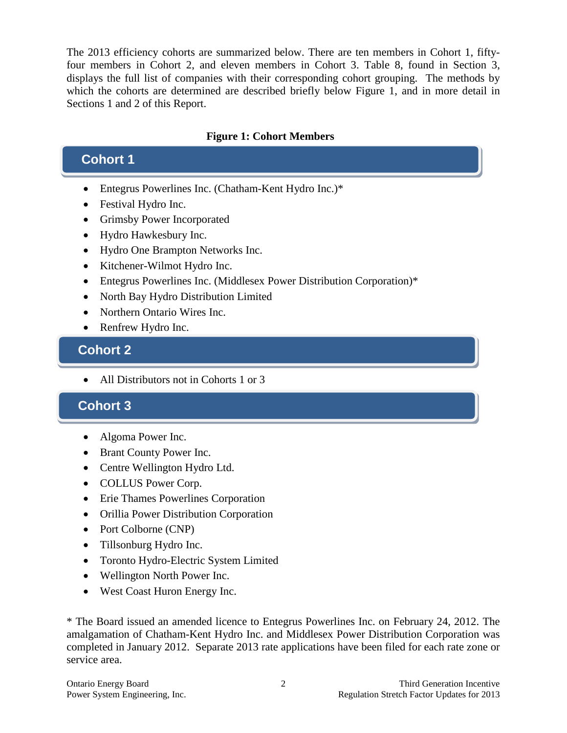The 2013 efficiency cohorts are summarized below. There are ten members in Cohort 1, fifty-four members in Cohort 2, and eleven members in Cohort 3. Table 8, found in Section 3, displays the full list of companies with their corresponding cohort grouping. The methods by which the cohorts are determined are described briefly below Figure 1, and in more detail in Sections 1 and 2 of this Report.

**Figure 1: Cohort Members**

## Cohort 1

- Entegrus Powerlines Inc. (Chatham-Kent Hydro Inc.)*
- Festival Hydro Inc.
- Grimsby Power Incorporated
- Hydro Hawkesbury Inc.
- Hydro One Brampton Networks Inc.
- Kitchener-Wilmot Hydro Inc.
- Entegrus Powerlines Inc. (Middlesex Power Distribution Corporation)*
- North Bay Hydro Distribution Limited
- Northern Ontario Wires Inc.
- Renfrew Hydro Inc.

## Cohort 2

- All Distributors not in Cohorts 1 or 3

## Cohort 3

- Algoma Power Inc.
- Brant County Power Inc.
- Centre Wellington Hydro Ltd.
- COLLUS Power Corp.
- Erie Thames Powerlines Corporation
- Orillia Power Distribution Corporation
- Port Colborne (CNP)
- Tillsonburg Hydro Inc.
- Toronto Hydro-Electric System Limited
- Wellington North Power Inc.
- West Coast Huron Energy Inc.

* The Board issued an amended licence to Entegrus Powerlines Inc. on February 24, 2012. The amalgamation of Chatham-Kent Hydro Inc. and Middlesex Power Distribution Corporation was completed in January 2012. Separate 2013 rate applications have been filed for each rate zone or service area.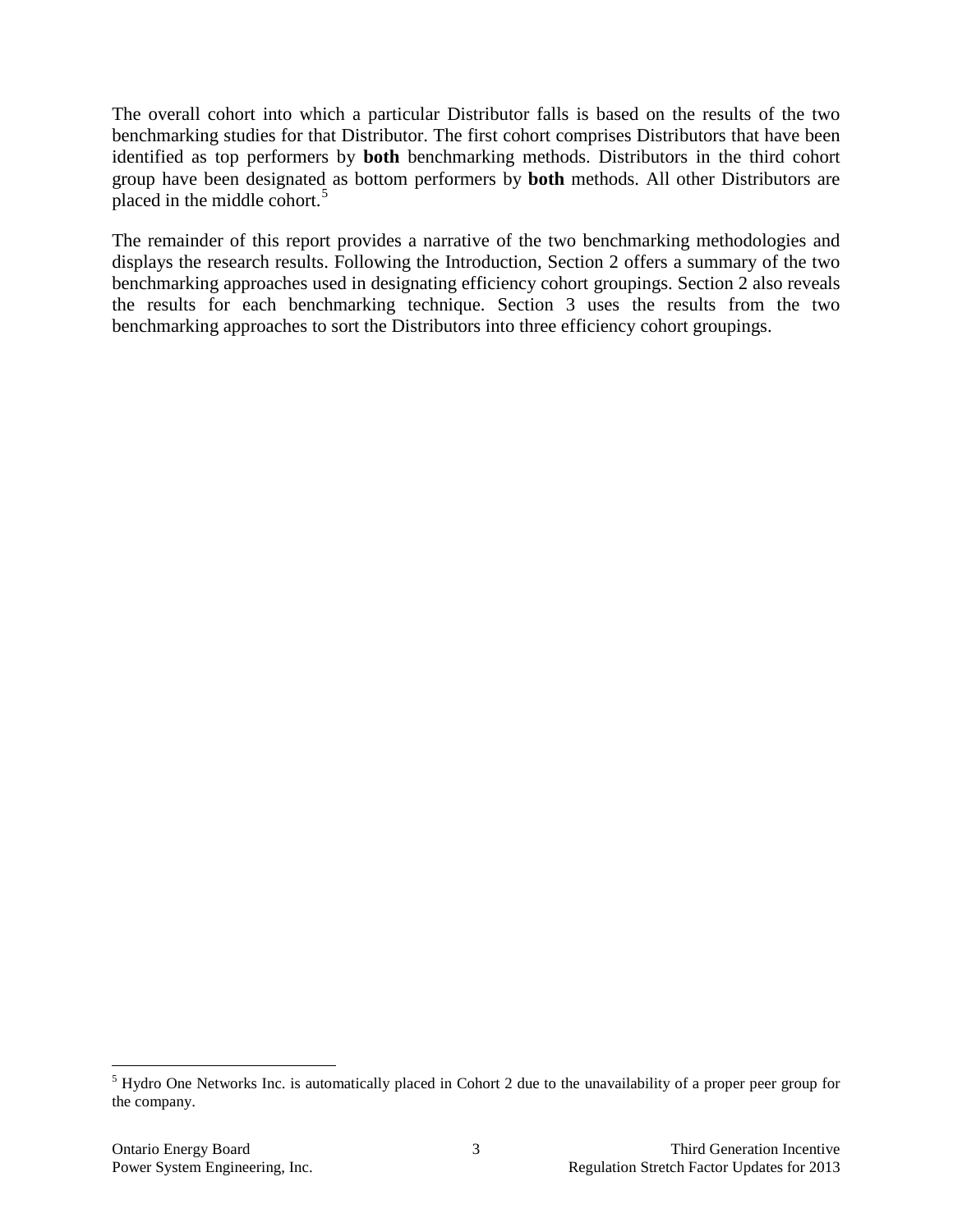The overall cohort into which a particular Distributor falls is based on the results of the two benchmarking studies for that Distributor. The first cohort comprises Distributors that have been identified as top performers by **both** benchmarking methods. Distributors in the third cohort group have been designated as bottom performers by **both** methods. All other Distributors are placed in the middle cohort.[5]

The remainder of this report provides a narrative of the two benchmarking methodologies and displays the research results. Following the Introduction, Section 2 offers a summary of the two benchmarking approaches used in designating efficiency cohort groupings. Section 2 also reveals the results for each benchmarking technique. Section 3 uses the results from the two benchmarking approaches to sort the Distributors into three efficiency cohort groupings.

---

[5] Hydro One Networks Inc. is automatically placed in Cohort 2 due to the unavailability of a proper peer group for the company.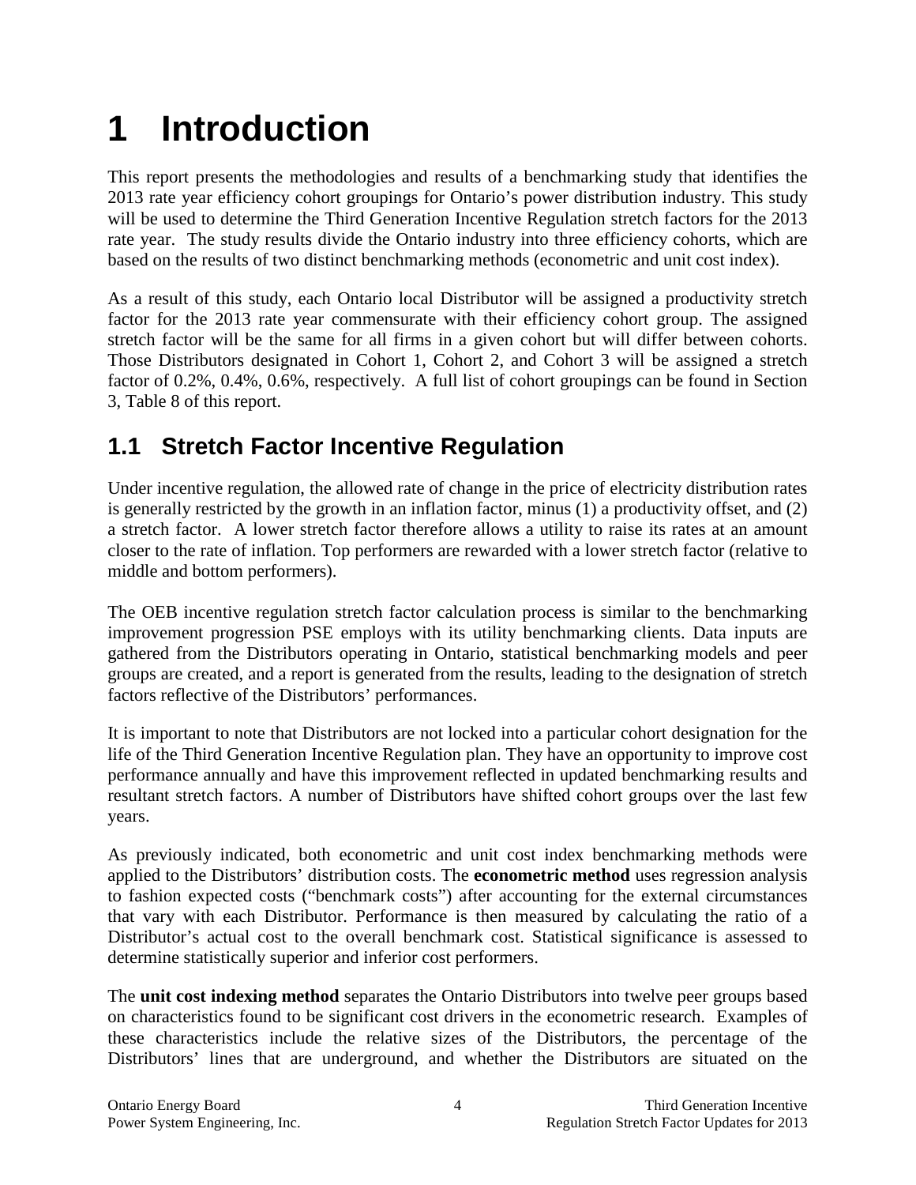# 1 Introduction

This report presents the methodologies and results of a benchmarking study that identifies the 2013 rate year efficiency cohort groupings for Ontario's power distribution industry. This study will be used to determine the Third Generation Incentive Regulation stretch factors for the 2013 rate year. The study results divide the Ontario industry into three efficiency cohorts, which are based on the results of two distinct benchmarking methods (econometric and unit cost index).

As a result of this study, each Ontario local Distributor will be assigned a productivity stretch factor for the 2013 rate year commensurate with their efficiency cohort group. The assigned stretch factor will be the same for all firms in a given cohort but will differ between cohorts. Those Distributors designated in Cohort 1, Cohort 2, and Cohort 3 will be assigned a stretch factor of 0.2%, 0.4%, 0.6%, respectively. A full list of cohort groupings can be found in Section 3, Table 8 of this report.

## 1.1 Stretch Factor Incentive Regulation

Under incentive regulation, the allowed rate of change in the price of electricity distribution rates is generally restricted by the growth in an inflation factor, minus (1) a productivity offset, and (2) a stretch factor. A lower stretch factor therefore allows a utility to raise its rates at an amount closer to the rate of inflation. Top performers are rewarded with a lower stretch factor (relative to middle and bottom performers).

The OEB incentive regulation stretch factor calculation process is similar to the benchmarking improvement progression PSE employs with its utility benchmarking clients. Data inputs are gathered from the Distributors operating in Ontario, statistical benchmarking models and peer groups are created, and a report is generated from the results, leading to the designation of stretch factors reflective of the Distributors' performances.

It is important to note that Distributors are not locked into a particular cohort designation for the life of the Third Generation Incentive Regulation plan. They have an opportunity to improve cost performance annually and have this improvement reflected in updated benchmarking results and resultant stretch factors. A number of Distributors have shifted cohort groups over the last few years.

As previously indicated, both econometric and unit cost index benchmarking methods were applied to the Distributors' distribution costs. The **econometric method** uses regression analysis to fashion expected costs ("benchmark costs") after accounting for the external circumstances that vary with each Distributor. Performance is then measured by calculating the ratio of a Distributor's actual cost to the overall benchmark cost. Statistical significance is assessed to determine statistically superior and inferior cost performers.

The **unit cost indexing method** separates the Ontario Distributors into twelve peer groups based on characteristics found to be significant cost drivers in the econometric research. Examples of these characteristics include the relative sizes of the Distributors, the percentage of the Distributors' lines that are underground, and whether the Distributors are situated on the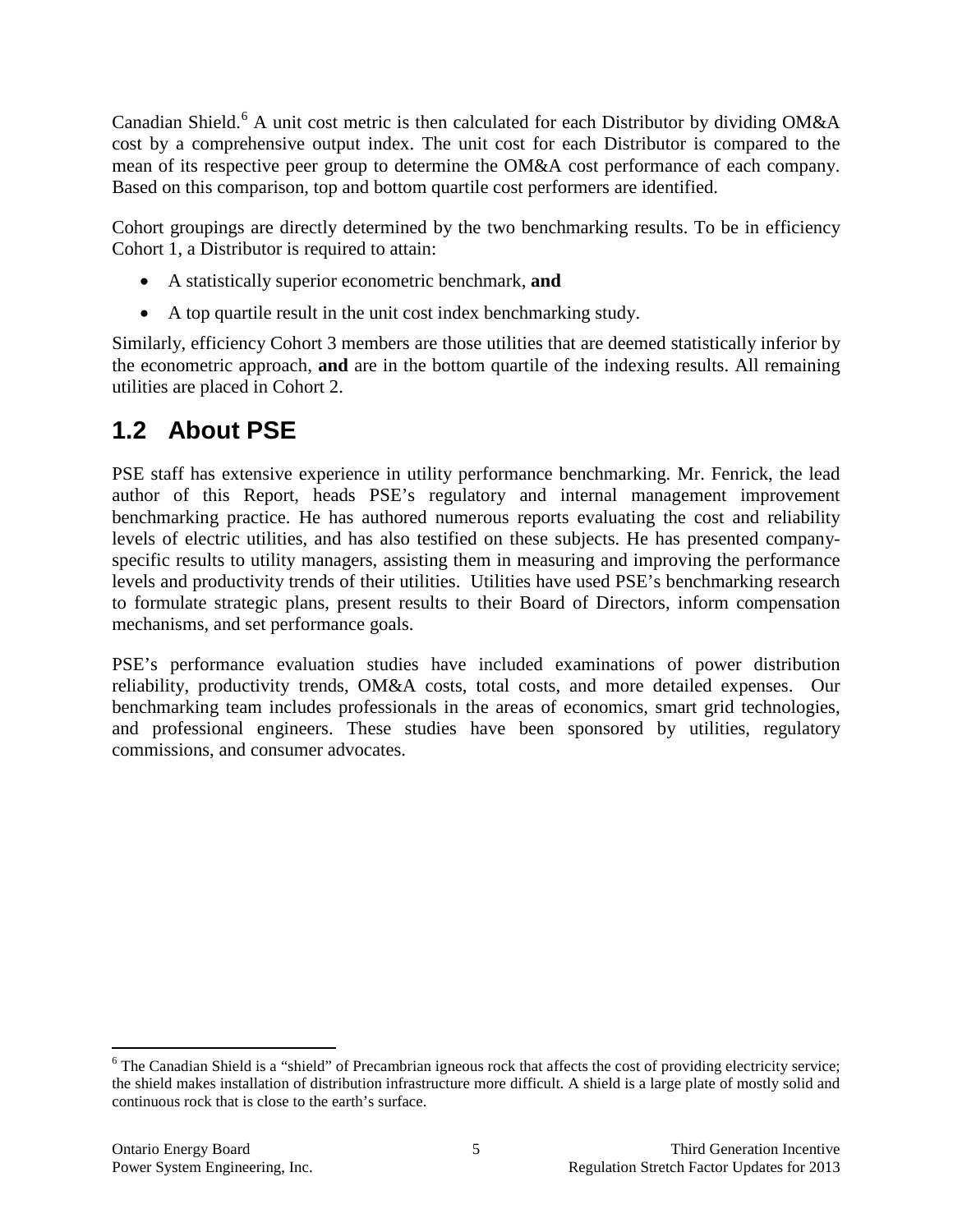Canadian Shield.[6] A unit cost metric is then calculated for each Distributor by dividing OM&A cost by a comprehensive output index. The unit cost for each Distributor is compared to the mean of its respective peer group to determine the OM&A cost performance of each company. Based on this comparison, top and bottom quartile cost performers are identified.

Cohort groupings are directly determined by the two benchmarking results. To be in efficiency Cohort 1, a Distributor is required to attain:

- A statistically superior econometric benchmark, **and**
- A top quartile result in the unit cost index benchmarking study.

Similarly, efficiency Cohort 3 members are those utilities that are deemed statistically inferior by the econometric approach, **and** are in the bottom quartile of the indexing results. All remaining utilities are placed in Cohort 2.

## 1.2 About PSE

PSE staff has extensive experience in utility performance benchmarking. Mr. Fenrick, the lead author of this Report, heads PSE's regulatory and internal management improvement benchmarking practice. He has authored numerous reports evaluating the cost and reliability levels of electric utilities, and has also testified on these subjects. He has presented company-specific results to utility managers, assisting them in measuring and improving the performance levels and productivity trends of their utilities. Utilities have used PSE's benchmarking research to formulate strategic plans, present results to their Board of Directors, inform compensation mechanisms, and set performance goals.

PSE's performance evaluation studies have included examinations of power distribution reliability, productivity trends, OM&A costs, total costs, and more detailed expenses. Our benchmarking team includes professionals in the areas of economics, smart grid technologies, and professional engineers. These studies have been sponsored by utilities, regulatory commissions, and consumer advocates.

[6] The Canadian Shield is a "shield" of Precambrian igneous rock that affects the cost of providing electricity service; the shield makes installation of distribution infrastructure more difficult. A shield is a large plate of mostly solid and continuous rock that is close to the earth's surface.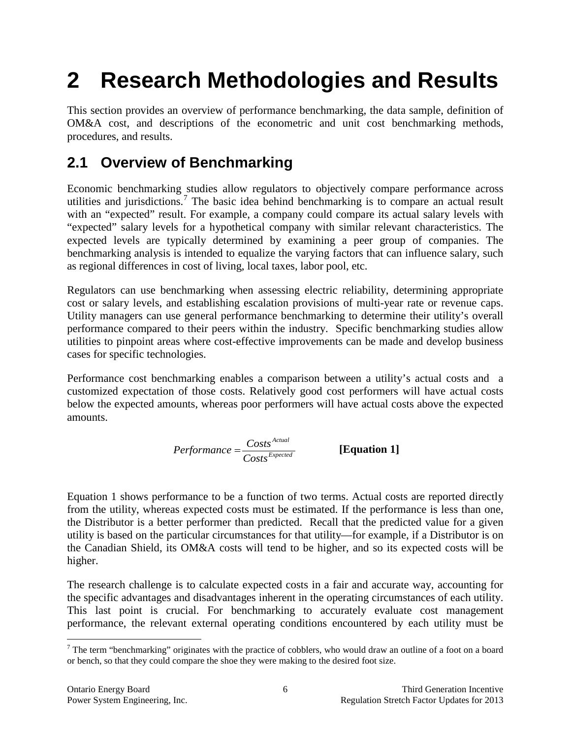# 2 Research Methodologies and Results

This section provides an overview of performance benchmarking, the data sample, definition of OM&A cost, and descriptions of the econometric and unit cost benchmarking methods, procedures, and results.

## 2.1 Overview of Benchmarking

Economic benchmarking studies allow regulators to objectively compare performance across utilities and jurisdictions.[7] The basic idea behind benchmarking is to compare an actual result with an "expected" result. For example, a company could compare its actual salary levels with "expected" salary levels for a hypothetical company with similar relevant characteristics. The expected levels are typically determined by examining a peer group of companies. The benchmarking analysis is intended to equalize the varying factors that can influence salary, such as regional differences in cost of living, local taxes, labor pool, etc.

Regulators can use benchmarking when assessing electric reliability, determining appropriate cost or salary levels, and establishing escalation provisions of multi-year rate or revenue caps. Utility managers can use general performance benchmarking to determine their utility's overall performance compared to their peers within the industry. Specific benchmarking studies allow utilities to pinpoint areas where cost-effective improvements can be made and develop business cases for specific technologies.

Performance cost benchmarking enables a comparison between a utility's actual costs and a customized expectation of those costs. Relatively good cost performers will have actual costs below the expected amounts, whereas poor performers will have actual costs above the expected amounts.

$$Performance = \frac{Costs^{Actual}}{Costs^{Expected}} \qquad \textbf{[Equation 1]}$$

Equation 1 shows performance to be a function of two terms. Actual costs are reported directly from the utility, whereas expected costs must be estimated. If the performance is less than one, the Distributor is a better performer than predicted. Recall that the predicted value for a given utility is based on the particular circumstances for that utility—for example, if a Distributor is on the Canadian Shield, its OM&A costs will tend to be higher, and so its expected costs will be higher.

The research challenge is to calculate expected costs in a fair and accurate way, accounting for the specific advantages and disadvantages inherent in the operating circumstances of each utility. This last point is crucial. For benchmarking to accurately evaluate cost management performance, the relevant external operating conditions encountered by each utility must be

[7] The term "benchmarking" originates with the practice of cobblers, who would draw an outline of a foot on a board or bench, so that they could compare the shoe they were making to the desired foot size.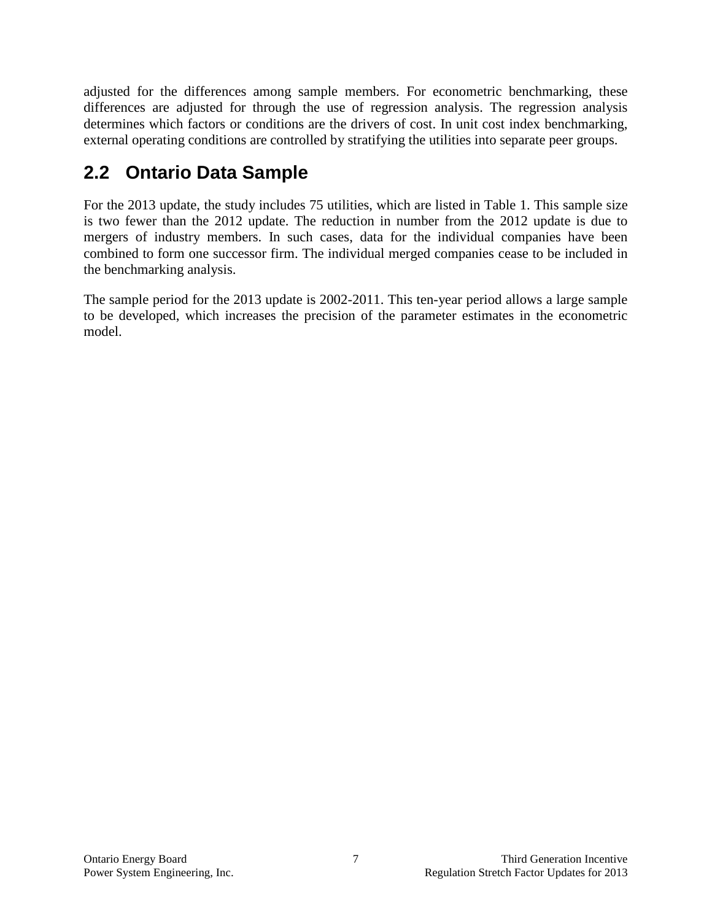adjusted for the differences among sample members. For econometric benchmarking, these differences are adjusted for through the use of regression analysis. The regression analysis determines which factors or conditions are the drivers of cost. In unit cost index benchmarking, external operating conditions are controlled by stratifying the utilities into separate peer groups.

## 2.2 Ontario Data Sample

For the 2013 update, the study includes 75 utilities, which are listed in Table 1. This sample size is two fewer than the 2012 update. The reduction in number from the 2012 update is due to mergers of industry members. In such cases, data for the individual companies have been combined to form one successor firm. The individual merged companies cease to be included in the benchmarking analysis.

The sample period for the 2013 update is 2002-2011. This ten-year period allows a large sample to be developed, which increases the precision of the parameter estimates in the econometric model.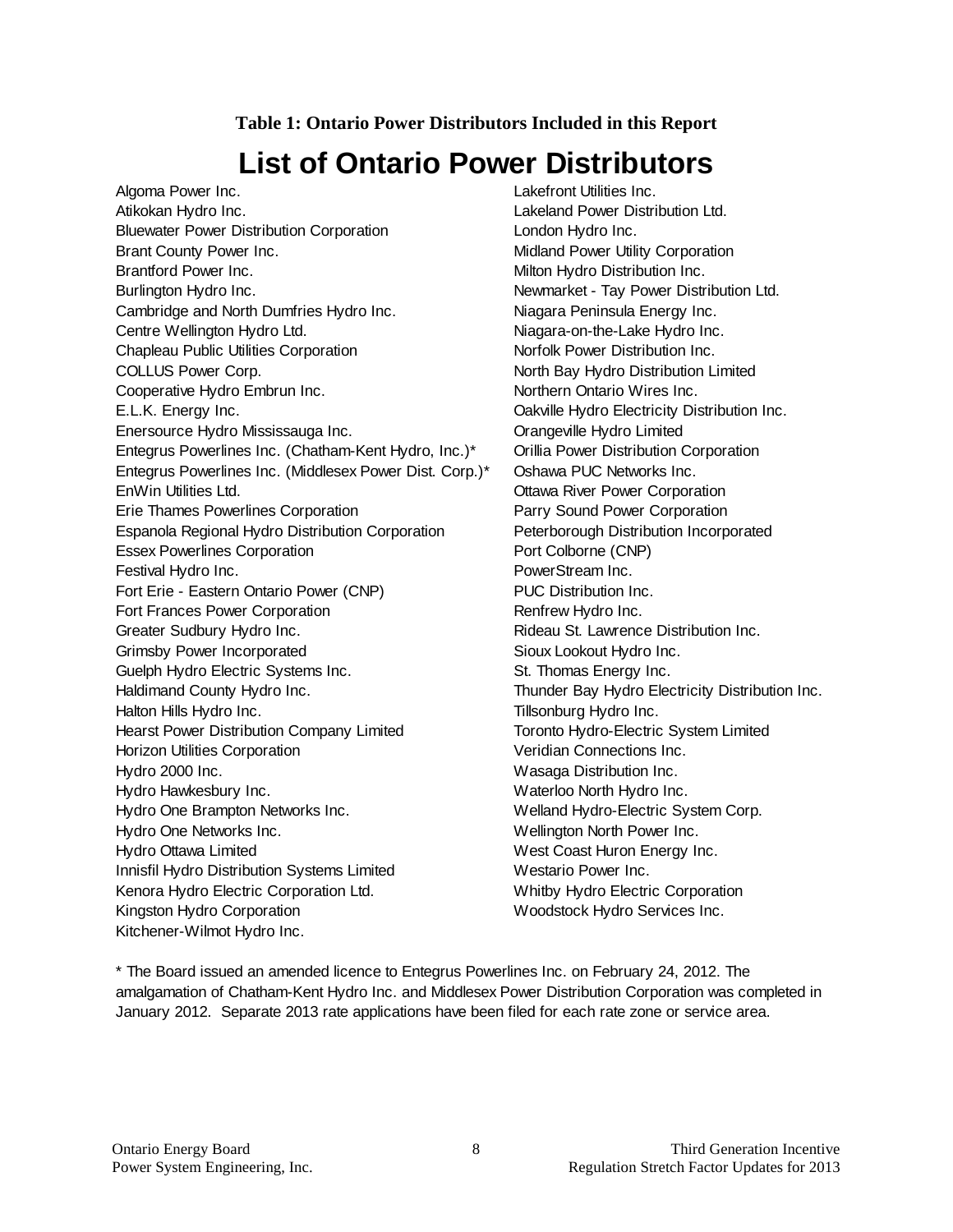**Table 1: Ontario Power Distributors Included in this Report**

# List of Ontario Power Distributors

Algoma Power Inc.
Atikokan Hydro Inc.
Bluewater Power Distribution Corporation
Brant County Power Inc.
Brantford Power Inc.
Burlington Hydro Inc.
Cambridge and North Dumfries Hydro Inc.
Centre Wellington Hydro Ltd.
Chapleau Public Utilities Corporation
COLLUS Power Corp.
Cooperative Hydro Embrun Inc.
E.L.K. Energy Inc.
Enersource Hydro Mississauga Inc.
Entegrus Powerlines Inc. (Chatham-Kent Hydro, Inc.)*
Entegrus Powerlines Inc. (Middlesex Power Dist. Corp.)*
EnWin Utilities Ltd.
Erie Thames Powerlines Corporation
Espanola Regional Hydro Distribution Corporation
Essex Powerlines Corporation
Festival Hydro Inc.
Fort Erie - Eastern Ontario Power (CNP)
Fort Frances Power Corporation
Greater Sudbury Hydro Inc.
Grimsby Power Incorporated
Guelph Hydro Electric Systems Inc.
Haldimand County Hydro Inc.
Halton Hills Hydro Inc.
Hearst Power Distribution Company Limited
Horizon Utilities Corporation
Hydro 2000 Inc.
Hydro Hawkesbury Inc.
Hydro One Brampton Networks Inc.
Hydro One Networks Inc.
Hydro Ottawa Limited
Innisfil Hydro Distribution Systems Limited
Kenora Hydro Electric Corporation Ltd.
Kingston Hydro Corporation
Kitchener-Wilmot Hydro Inc.
Lakefront Utilities Inc.
Lakeland Power Distribution Ltd.
London Hydro Inc.
Midland Power Utility Corporation
Milton Hydro Distribution Inc.
Newmarket - Tay Power Distribution Ltd.
Niagara Peninsula Energy Inc.
Niagara-on-the-Lake Hydro Inc.
Norfolk Power Distribution Inc.
North Bay Hydro Distribution Limited
Northern Ontario Wires Inc.
Oakville Hydro Electricity Distribution Inc.
Orangeville Hydro Limited
Orillia Power Distribution Corporation
Oshawa PUC Networks Inc.
Ottawa River Power Corporation
Parry Sound Power Corporation
Peterborough Distribution Incorporated
Port Colborne (CNP)
PowerStream Inc.
PUC Distribution Inc.
Renfrew Hydro Inc.
Rideau St. Lawrence Distribution Inc.
Sioux Lookout Hydro Inc.
St. Thomas Energy Inc.
Thunder Bay Hydro Electricity Distribution Inc.
Tillsonburg Hydro Inc.
Toronto Hydro-Electric System Limited
Veridian Connections Inc.
Wasaga Distribution Inc.
Waterloo North Hydro Inc.
Welland Hydro-Electric System Corp.
Wellington North Power Inc.
West Coast Huron Energy Inc.
Westario Power Inc.
Whitby Hydro Electric Corporation
Woodstock Hydro Services Inc.

* The Board issued an amended licence to Entegrus Powerlines Inc. on February 24, 2012. The amalgamation of Chatham-Kent Hydro Inc. and Middlesex Power Distribution Corporation was completed in January 2012. Separate 2013 rate applications have been filed for each rate zone or service area.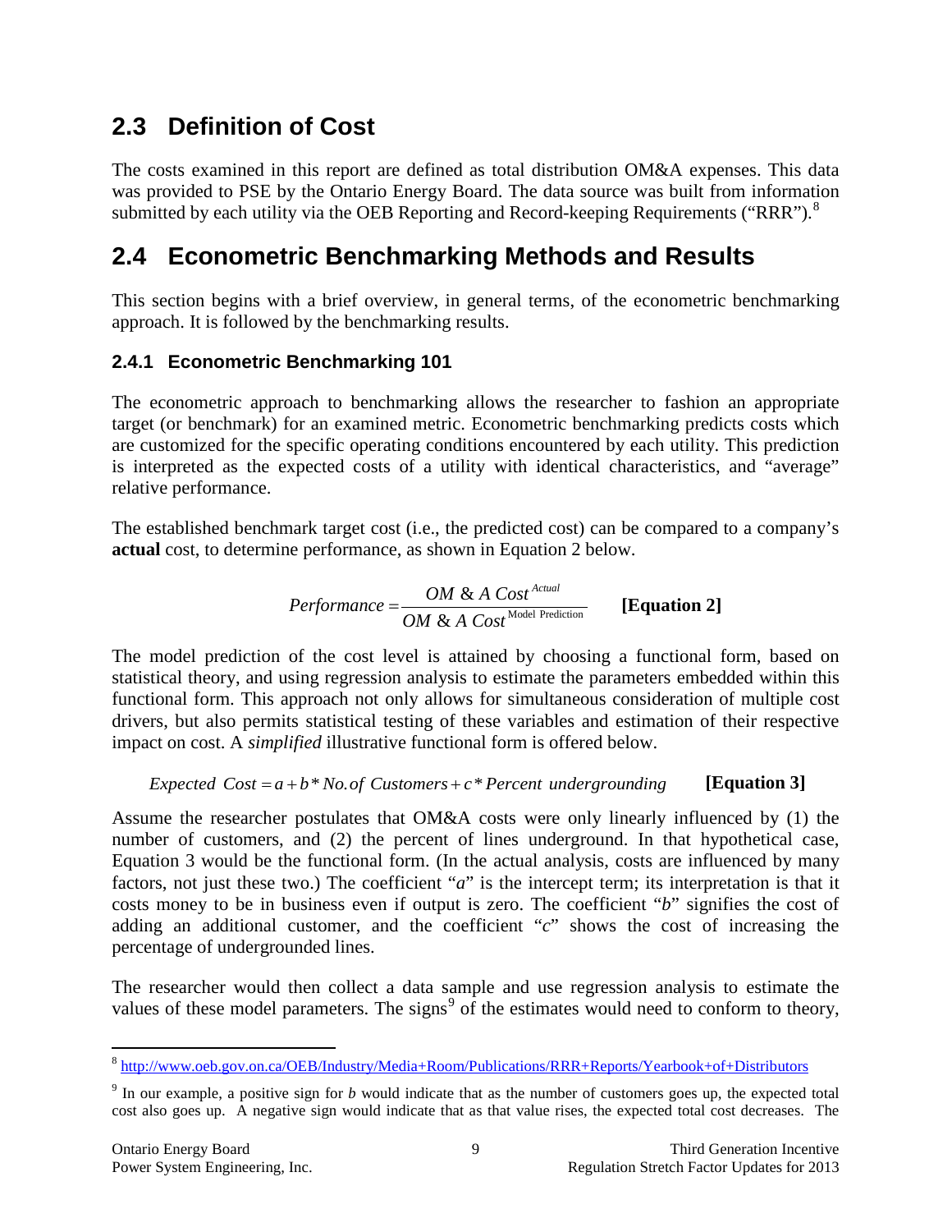## 2.3 Definition of Cost

The costs examined in this report are defined as total distribution OM&A expenses. This data was provided to PSE by the Ontario Energy Board. The data source was built from information submitted by each utility via the OEB Reporting and Record-keeping Requirements ("RRR").[8]

## 2.4 Econometric Benchmarking Methods and Results

This section begins with a brief overview, in general terms, of the econometric benchmarking approach. It is followed by the benchmarking results.

### 2.4.1 Econometric Benchmarking 101

The econometric approach to benchmarking allows the researcher to fashion an appropriate target (or benchmark) for an examined metric. Econometric benchmarking predicts costs which are customized for the specific operating conditions encountered by each utility. This prediction is interpreted as the expected costs of a utility with identical characteristics, and "average" relative performance.

The established benchmark target cost (i.e., the predicted cost) can be compared to a company's **actual** cost, to determine performance, as shown in Equation 2 below.

$$Performance = \frac{OM \ \& \ A \ Cost^{Actual}}{OM \ \& \ A \ Cost^{\text{Model Prediction}}} \qquad \textbf{[Equation 2]}$$

The model prediction of the cost level is attained by choosing a functional form, based on statistical theory, and using regression analysis to estimate the parameters embedded within this functional form. This approach not only allows for simultaneous consideration of multiple cost drivers, but also permits statistical testing of these variables and estimation of their respective impact on cost. A *simplified* illustrative functional form is offered below.

$$Expected \ Cost = a + b * No. of \ Customers + c * Percent \ undergrounding \qquad \textbf{[Equation 3]}$$

Assume the researcher postulates that OM&A costs were only linearly influenced by (1) the number of customers, and (2) the percent of lines underground. In that hypothetical case, Equation 3 would be the functional form. (In the actual analysis, costs are influenced by many factors, not just these two.) The coefficient "*a*" is the intercept term; its interpretation is that it costs money to be in business even if output is zero. The coefficient "*b*" signifies the cost of adding an additional customer, and the coefficient "*c*" shows the cost of increasing the percentage of undergrounded lines.

The researcher would then collect a data sample and use regression analysis to estimate the values of these model parameters. The signs[9] of the estimates would need to conform to theory,

---

[8] http://www.oeb.gov.on.ca/OEB/Industry/Media+Room/Publications/RRR+Reports/Yearbook+of+Distributors

[9] In our example, a positive sign for *b* would indicate that as the number of customers goes up, the expected total cost also goes up. A negative sign would indicate that as that value rises, the expected total cost decreases. The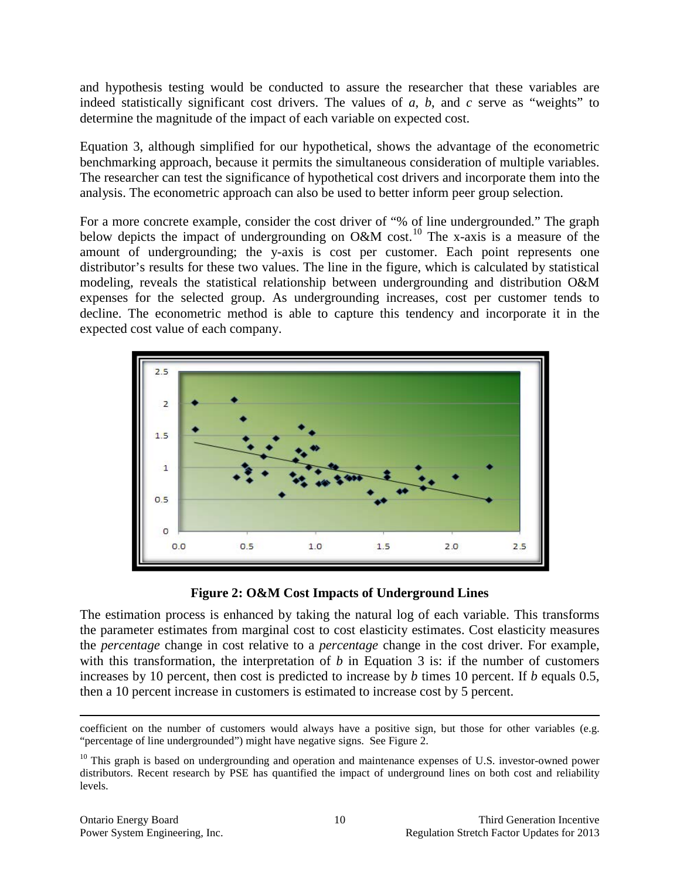and hypothesis testing would be conducted to assure the researcher that these variables are indeed statistically significant cost drivers. The values of *a*, *b*, and *c* serve as "weights" to determine the magnitude of the impact of each variable on expected cost.

Equation 3, although simplified for our hypothetical, shows the advantage of the econometric benchmarking approach, because it permits the simultaneous consideration of multiple variables. The researcher can test the significance of hypothetical cost drivers and incorporate them into the analysis. The econometric approach can also be used to better inform peer group selection.

For a more concrete example, consider the cost driver of "% of line undergrounded." The graph below depicts the impact of undergrounding on O&M cost.[10] The x-axis is a measure of the amount of undergrounding; the y-axis is cost per customer. Each point represents one distributor's results for these two values. The line in the figure, which is calculated by statistical modeling, reveals the statistical relationship between undergrounding and distribution O&M expenses for the selected group. As undergrounding increases, cost per customer tends to decline. The econometric method is able to capture this tendency and incorporate it in the expected cost value of each company.

**Figure 2: O&M Cost Impacts of Underground Lines**

The estimation process is enhanced by taking the natural log of each variable. This transforms the parameter estimates from marginal cost to cost elasticity estimates. Cost elasticity measures the *percentage* change in cost relative to a *percentage* change in the cost driver. For example, with this transformation, the interpretation of *b* in Equation 3 is: if the number of customers increases by 10 percent, then cost is predicted to increase by *b* times 10 percent. If *b* equals 0.5, then a 10 percent increase in customers is estimated to increase cost by 5 percent.

---

coefficient on the number of customers would always have a positive sign, but those for other variables (e.g. "percentage of line undergrounded") might have negative signs. See Figure 2.

[10] This graph is based on undergrounding and operation and maintenance expenses of U.S. investor-owned power distributors. Recent research by PSE has quantified the impact of underground lines on both cost and reliability levels.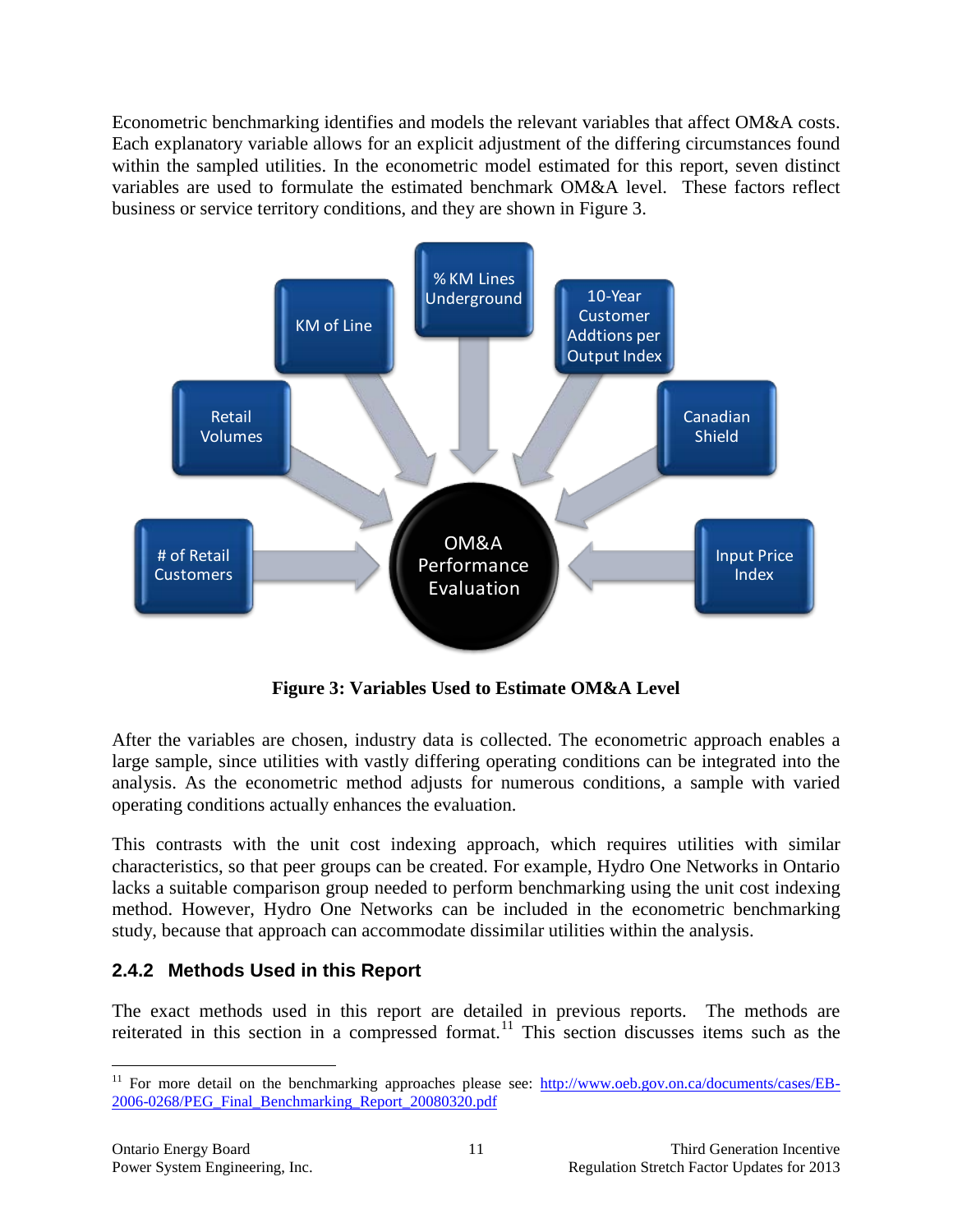Econometric benchmarking identifies and models the relevant variables that affect OM&A costs. Each explanatory variable allows for an explicit adjustment of the differing circumstances found within the sampled utilities. In the econometric model estimated for this report, seven distinct variables are used to formulate the estimated benchmark OM&A level. These factors reflect business or service territory conditions, and they are shown in Figure 3.

**Figure 3: Variables Used to Estimate OM&A Level**

After the variables are chosen, industry data is collected. The econometric approach enables a large sample, since utilities with vastly differing operating conditions can be integrated into the analysis. As the econometric method adjusts for numerous conditions, a sample with varied operating conditions actually enhances the evaluation.

This contrasts with the unit cost indexing approach, which requires utilities with similar characteristics, so that peer groups can be created. For example, Hydro One Networks in Ontario lacks a suitable comparison group needed to perform benchmarking using the unit cost indexing method. However, Hydro One Networks can be included in the econometric benchmarking study, because that approach can accommodate dissimilar utilities within the analysis.

### 2.4.2 Methods Used in this Report

The exact methods used in this report are detailed in previous reports. The methods are reiterated in this section in a compressed format.[11] This section discusses items such as the

[11] For more detail on the benchmarking approaches please see: http://www.oeb.gov.on.ca/documents/cases/EB-2006-0268/PEG_Final_Benchmarking_Report_20080320.pdf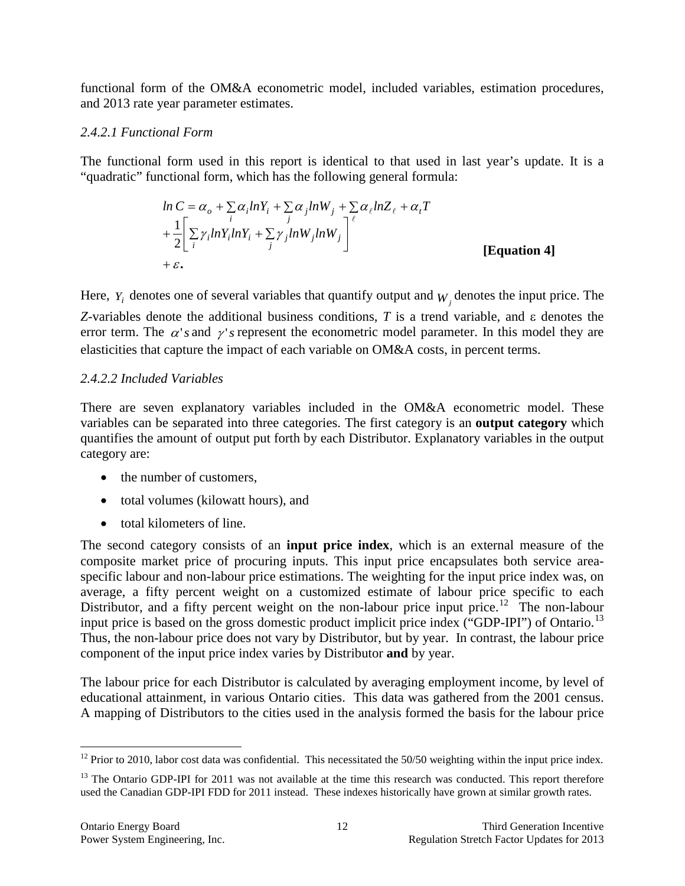functional form of the OM&A econometric model, included variables, estimation procedures, and 2013 rate year parameter estimates.

#### *2.4.2.1 Functional Form*

The functional form used in this report is identical to that used in last year's update. It is a "quadratic" functional form, which has the following general formula:

$$
\begin{aligned}
\ln C &= \alpha_o + \sum_i \alpha_i \ln Y_i + \sum_j \alpha_j \ln W_j + \sum_\ell \alpha_\ell \ln Z_\ell + \alpha_t T \\
&+ \frac{1}{2}\left[ \sum_i \gamma_i \ln Y_i \ln Y_i + \sum_j \gamma_j \ln W_j \ln W_j \right] \\
&+ \varepsilon .
\end{aligned}
\qquad \textbf{[Equation 4]}
$$

Here, $Y_i$ denotes one of several variables that quantify output and $W_j$ denotes the input price. The *Z*-variables denote the additional business conditions, *T* is a trend variable, and $\varepsilon$ denotes the error term. The $\alpha$'s and $\gamma$'s represent the econometric model parameter. In this model they are elasticities that capture the impact of each variable on OM&A costs, in percent terms.

#### *2.4.2.2 Included Variables*

There are seven explanatory variables included in the OM&A econometric model. These variables can be separated into three categories. The first category is an **output category** which quantifies the amount of output put forth by each Distributor. Explanatory variables in the output category are:

- the number of customers,
- total volumes (kilowatt hours), and
- total kilometers of line.

The second category consists of an **input price index**, which is an external measure of the composite market price of procuring inputs. This input price encapsulates both service area-specific labour and non-labour price estimations. The weighting for the input price index was, on average, a fifty percent weight on a customized estimate of labour price specific to each Distributor, and a fifty percent weight on the non-labour price input price.[12] The non-labour input price is based on the gross domestic product implicit price index ("GDP-IPI") of Ontario.[13] Thus, the non-labour price does not vary by Distributor, but by year. In contrast, the labour price component of the input price index varies by Distributor **and** by year.

The labour price for each Distributor is calculated by averaging employment income, by level of educational attainment, in various Ontario cities. This data was gathered from the 2001 census. A mapping of Distributors to the cities used in the analysis formed the basis for the labour price

---

[12] Prior to 2010, labor cost data was confidential. This necessitated the 50/50 weighting within the input price index.

[13] The Ontario GDP-IPI for 2011 was not available at the time this research was conducted. This report therefore used the Canadian GDP-IPI FDD for 2011 instead. These indexes historically have grown at similar growth rates.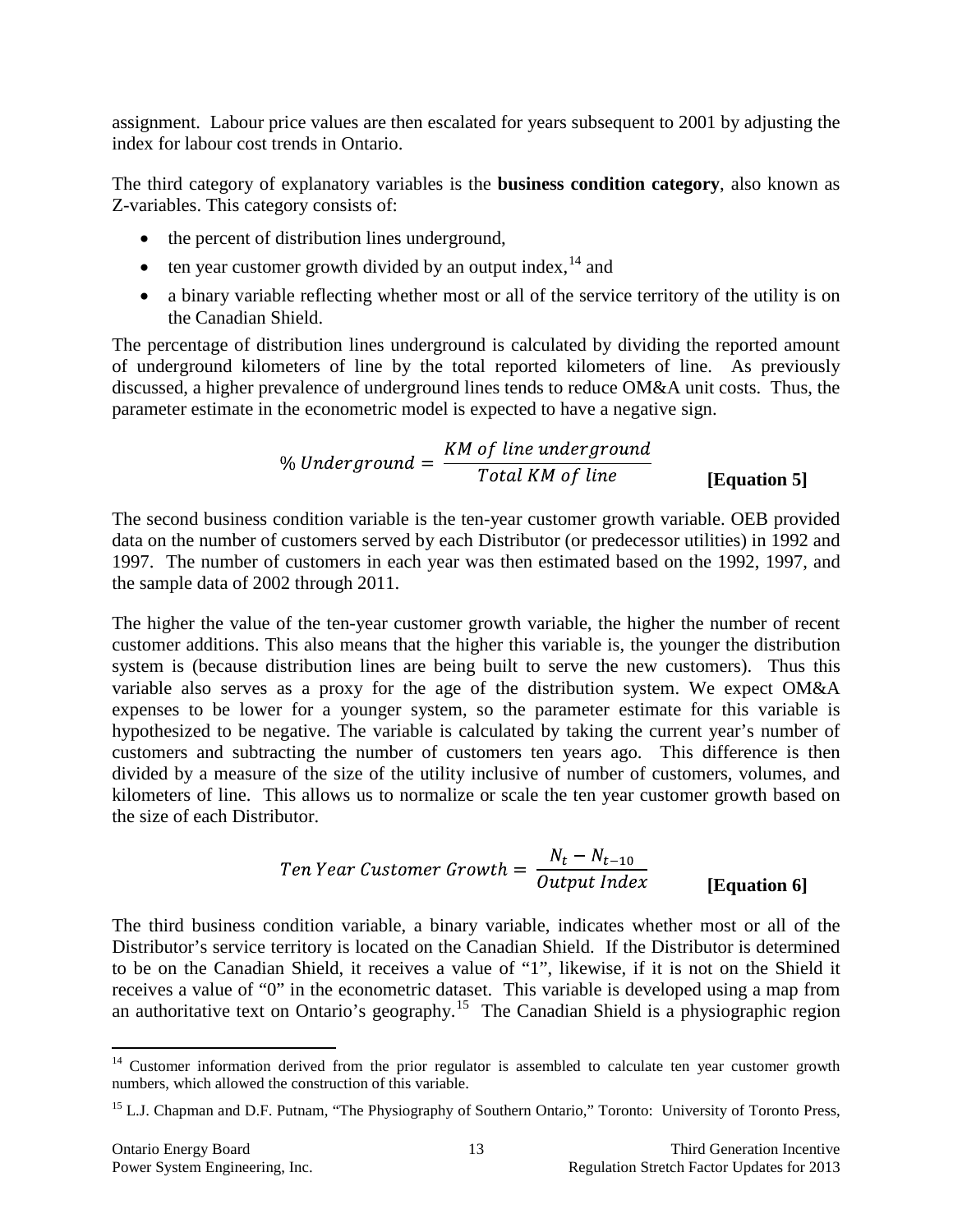assignment. Labour price values are then escalated for years subsequent to 2001 by adjusting the index for labour cost trends in Ontario.

The third category of explanatory variables is the **business condition category**, also known as Z-variables. This category consists of:

- the percent of distribution lines underground,
- ten year customer growth divided by an output index,[14] and
- a binary variable reflecting whether most or all of the service territory of the utility is on the Canadian Shield.

The percentage of distribution lines underground is calculated by dividing the reported amount of underground kilometers of line by the total reported kilometers of line. As previously discussed, a higher prevalence of underground lines tends to reduce OM&A unit costs. Thus, the parameter estimate in the econometric model is expected to have a negative sign.

$$\%\ Underground = \frac{KM\ of\ line\ underground}{Total\ KM\ of\ line} \qquad \textbf{[Equation 5]}$$

The second business condition variable is the ten-year customer growth variable. OEB provided data on the number of customers served by each Distributor (or predecessor utilities) in 1992 and 1997. The number of customers in each year was then estimated based on the 1992, 1997, and the sample data of 2002 through 2011.

The higher the value of the ten-year customer growth variable, the higher the number of recent customer additions. This also means that the higher this variable is, the younger the distribution system is (because distribution lines are being built to serve the new customers). Thus this variable also serves as a proxy for the age of the distribution system. We expect OM&A expenses to be lower for a younger system, so the parameter estimate for this variable is hypothesized to be negative. The variable is calculated by taking the current year's number of customers and subtracting the number of customers ten years ago. This difference is then divided by a measure of the size of the utility inclusive of number of customers, volumes, and kilometers of line. This allows us to normalize or scale the ten year customer growth based on the size of each Distributor.

$$Ten\ Year\ Customer\ Growth = \frac{N_t - N_{t-10}}{Output\ Index} \qquad \textbf{[Equation 6]}$$

The third business condition variable, a binary variable, indicates whether most or all of the Distributor's service territory is located on the Canadian Shield. If the Distributor is determined to be on the Canadian Shield, it receives a value of "1", likewise, if it is not on the Shield it receives a value of "0" in the econometric dataset. This variable is developed using a map from an authoritative text on Ontario's geography.[15] The Canadian Shield is a physiographic region

---

[14] Customer information derived from the prior regulator is assembled to calculate ten year customer growth numbers, which allowed the construction of this variable.

[15] L.J. Chapman and D.F. Putnam, "The Physiography of Southern Ontario," Toronto: University of Toronto Press,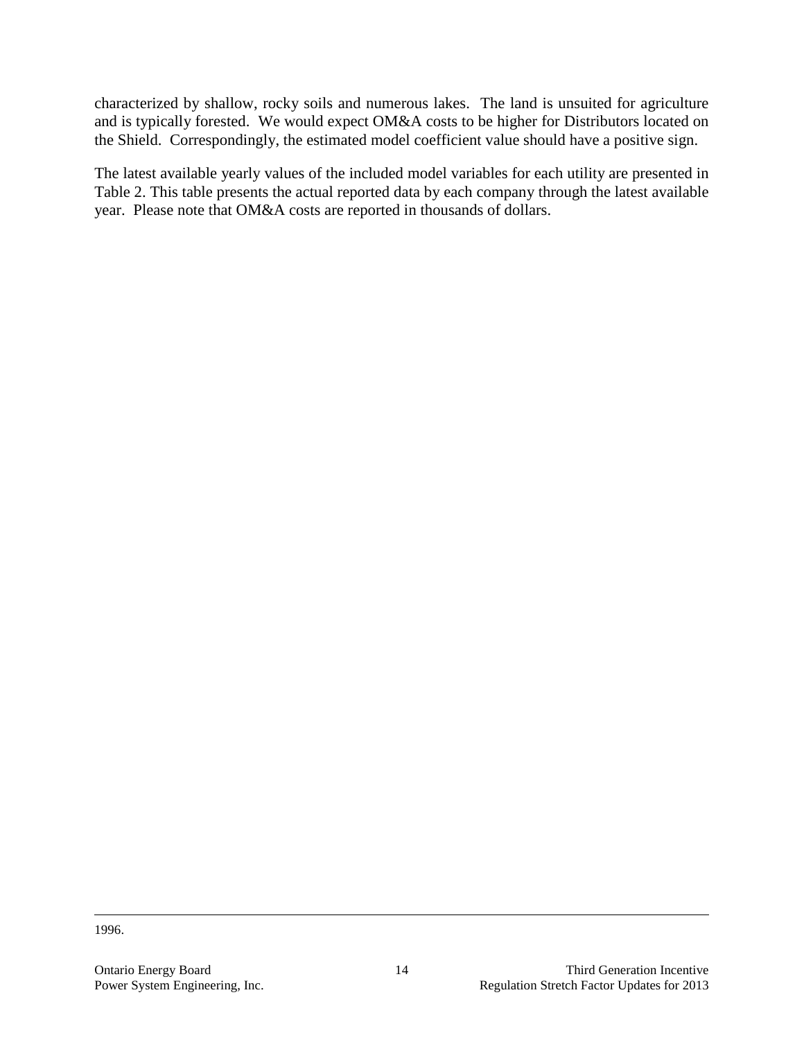characterized by shallow, rocky soils and numerous lakes. The land is unsuited for agriculture and is typically forested. We would expect OM&A costs to be higher for Distributors located on the Shield. Correspondingly, the estimated model coefficient value should have a positive sign.

The latest available yearly values of the included model variables for each utility are presented in Table 2. This table presents the actual reported data by each company through the latest available year. Please note that OM&A costs are reported in thousands of dollars.

---

1996.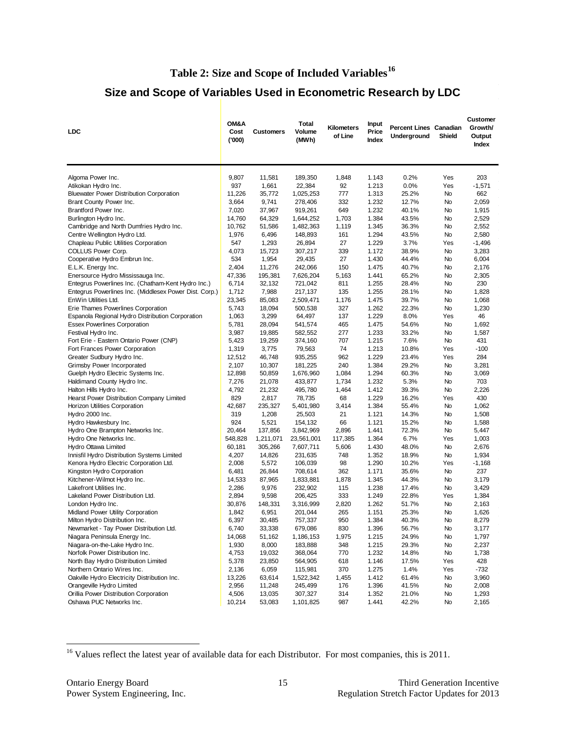# Table 2: Size and Scope of Included Variables[16]

## Size and Scope of Variables Used in Econometric Research by LDC

| LDC | OM&A Cost ('000) | Customers | Total Volume (MWh) | Kilometers of Line | Input Price Index | Percent Lines Underground | Canadian Shield | Customer Growth/ Output Index |
|---|---|---|---|---|---|---|---|---|
| Algoma Power Inc. | 9,807 | 11,581 | 189,350 | 1,848 | 1.143 | 0.2% | Yes | 203 |
| Atikokan Hydro Inc. | 937 | 1,661 | 22,384 | 92 | 1.213 | 0.0% | Yes | -1,571 |
| Bluewater Power Distribution Corporation | 11,226 | 35,772 | 1,025,253 | 777 | 1.313 | 25.2% | No | 662 |
| Brant County Power Inc. | 3,664 | 9,741 | 278,406 | 332 | 1.232 | 12.7% | No | 2,059 |
| Brantford Power Inc. | 7,020 | 37,967 | 919,261 | 649 | 1.232 | 40.1% | No | 1,915 |
| Burlington Hydro Inc. | 14,760 | 64,329 | 1,644,252 | 1,703 | 1.384 | 43.5% | No | 2,529 |
| Cambridge and North Dumfries Hydro Inc. | 10,762 | 51,586 | 1,482,363 | 1,119 | 1.345 | 36.3% | No | 2,552 |
| Centre Wellington Hydro Ltd. | 1,976 | 6,496 | 148,893 | 161 | 1.294 | 43.5% | No | 2,580 |
| Chapleau Public Utilities Corporation | 547 | 1,293 | 26,894 | 27 | 1.229 | 3.7% | Yes | -1,496 |
| COLLUS Power Corp. | 4,073 | 15,723 | 307,217 | 339 | 1.172 | 38.9% | No | 3,283 |
| Cooperative Hydro Embrun Inc. | 534 | 1,954 | 29,435 | 27 | 1.430 | 44.4% | No | 6,004 |
| E.L.K. Energy Inc. | 2,404 | 11,276 | 242,066 | 150 | 1.475 | 40.7% | No | 2,176 |
| Enersource Hydro Mississauga Inc. | 47,336 | 195,381 | 7,626,204 | 5,163 | 1.441 | 65.2% | No | 2,305 |
| Entegrus Powerlines Inc. (Chatham-Kent Hydro Inc.) | 6,714 | 32,132 | 721,042 | 811 | 1.255 | 28.4% | No | 230 |
| Entegrus Powerlines Inc. (Middlesex Power Dist. Corp.) | 1,712 | 7,988 | 217,137 | 135 | 1.255 | 28.1% | No | 1,828 |
| EnWin Utilities Ltd. | 23,345 | 85,083 | 2,509,471 | 1,176 | 1.475 | 39.7% | No | 1,068 |
| Erie Thames Powerlines Corporation | 5,743 | 18,094 | 500,538 | 327 | 1.262 | 22.3% | No | 1,230 |
| Espanola Regional Hydro Distribution Corporation | 1,063 | 3,299 | 64,497 | 137 | 1.229 | 8.0% | Yes | 46 |
| Essex Powerlines Corporation | 5,781 | 28,094 | 541,574 | 465 | 1.475 | 54.6% | No | 1,692 |
| Festival Hydro Inc. | 3,987 | 19,885 | 582,552 | 277 | 1.233 | 33.2% | No | 1,587 |
| Fort Erie - Eastern Ontario Power (CNP) | 5,423 | 19,259 | 374,160 | 707 | 1.215 | 7.6% | No | 431 |
| Fort Frances Power Corporation | 1,319 | 3,775 | 79,563 | 74 | 1.213 | 10.8% | Yes | -100 |
| Greater Sudbury Hydro Inc. | 12,512 | 46,748 | 935,255 | 962 | 1.229 | 23.4% | Yes | 284 |
| Grimsby Power Incorporated | 2,107 | 10,307 | 181,225 | 240 | 1.384 | 29.2% | No | 3,281 |
| Guelph Hydro Electric Systems Inc. | 12,898 | 50,859 | 1,676,960 | 1,084 | 1.294 | 60.3% | No | 3,069 |
| Haldimand County Hydro Inc. | 7,276 | 21,078 | 433,877 | 1,734 | 1.232 | 5.3% | No | 703 |
| Halton Hills Hydro Inc. | 4,792 | 21,232 | 495,780 | 1,464 | 1.412 | 39.3% | No | 2,226 |
| Hearst Power Distribution Company Limited | 829 | 2,817 | 78,735 | 68 | 1.229 | 16.2% | Yes | 430 |
| Horizon Utilities Corporation | 42,687 | 235,327 | 5,401,980 | 3,414 | 1.384 | 55.4% | No | 1,062 |
| Hydro 2000 Inc. | 319 | 1,208 | 25,503 | 21 | 1.121 | 14.3% | No | 1,508 |
| Hydro Hawkesbury Inc. | 924 | 5,521 | 154,132 | 66 | 1.121 | 15.2% | No | 1,588 |
| Hydro One Brampton Networks Inc. | 20,464 | 137,856 | 3,842,969 | 2,896 | 1.441 | 72.3% | No | 5,447 |
| Hydro One Networks Inc. | 548,828 | 1,211,071 | 23,561,001 | 117,385 | 1.364 | 6.7% | Yes | 1,003 |
| Hydro Ottawa Limited | 60,181 | 305,266 | 7,607,711 | 5,606 | 1.430 | 48.0% | No | 2,676 |
| Innisfil Hydro Distribution Systems Limited | 4,207 | 14,826 | 231,635 | 748 | 1.352 | 18.9% | No | 1,934 |
| Kenora Hydro Electric Corporation Ltd. | 2,008 | 5,572 | 106,039 | 98 | 1.290 | 10.2% | Yes | -1,168 |
| Kingston Hydro Corporation | 6,481 | 26,844 | 708,614 | 362 | 1.171 | 35.6% | No | 237 |
| Kitchener-Wilmot Hydro Inc. | 14,533 | 87,965 | 1,833,881 | 1,878 | 1.345 | 44.3% | No | 3,179 |
| Lakefront Utilities Inc. | 2,286 | 9,976 | 232,902 | 115 | 1.238 | 17.4% | No | 3,429 |
| Lakeland Power Distribution Ltd. | 2,894 | 9,598 | 206,425 | 333 | 1.249 | 22.8% | Yes | 1,384 |
| London Hydro Inc. | 30,876 | 148,331 | 3,316,999 | 2,820 | 1.262 | 51.7% | No | 2,163 |
| Midland Power Utility Corporation | 1,842 | 6,951 | 201,044 | 265 | 1.151 | 25.3% | No | 1,626 |
| Milton Hydro Distribution Inc. | 6,397 | 30,485 | 757,337 | 950 | 1.384 | 40.3% | No | 8,279 |
| Newmarket - Tay Power Distribution Ltd. | 6,740 | 33,338 | 679,086 | 830 | 1.396 | 56.7% | No | 3,177 |
| Niagara Peninsula Energy Inc. | 14,068 | 51,162 | 1,186,153 | 1,975 | 1.215 | 24.9% | No | 1,797 |
| Niagara-on-the-Lake Hydro Inc. | 1,930 | 8,000 | 183,888 | 348 | 1.215 | 29.3% | No | 2,237 |
| Norfolk Power Distribution Inc. | 4,753 | 19,032 | 368,064 | 770 | 1.232 | 14.8% | No | 1,738 |
| North Bay Hydro Distribution Limited | 5,378 | 23,850 | 564,905 | 618 | 1.146 | 17.5% | Yes | 428 |
| Northern Ontario Wires Inc. | 2,136 | 6,059 | 115,981 | 370 | 1.275 | 1.4% | Yes | -732 |
| Oakville Hydro Electricity Distribution Inc. | 13,226 | 63,614 | 1,522,342 | 1,455 | 1.412 | 61.4% | No | 3,960 |
| Orangeville Hydro Limited | 2,956 | 11,248 | 245,499 | 176 | 1.396 | 41.5% | No | 2,008 |
| Orillia Power Distribution Corporation | 4,506 | 13,035 | 307,327 | 314 | 1.352 | 21.0% | No | 1,293 |
| Oshawa PUC Networks Inc. | 10,214 | 53,083 | 1,101,825 | 987 | 1.441 | 42.2% | No | 2,165 |

[16] Values reflect the latest year of available data for each Distributor. For most companies, this is 2011.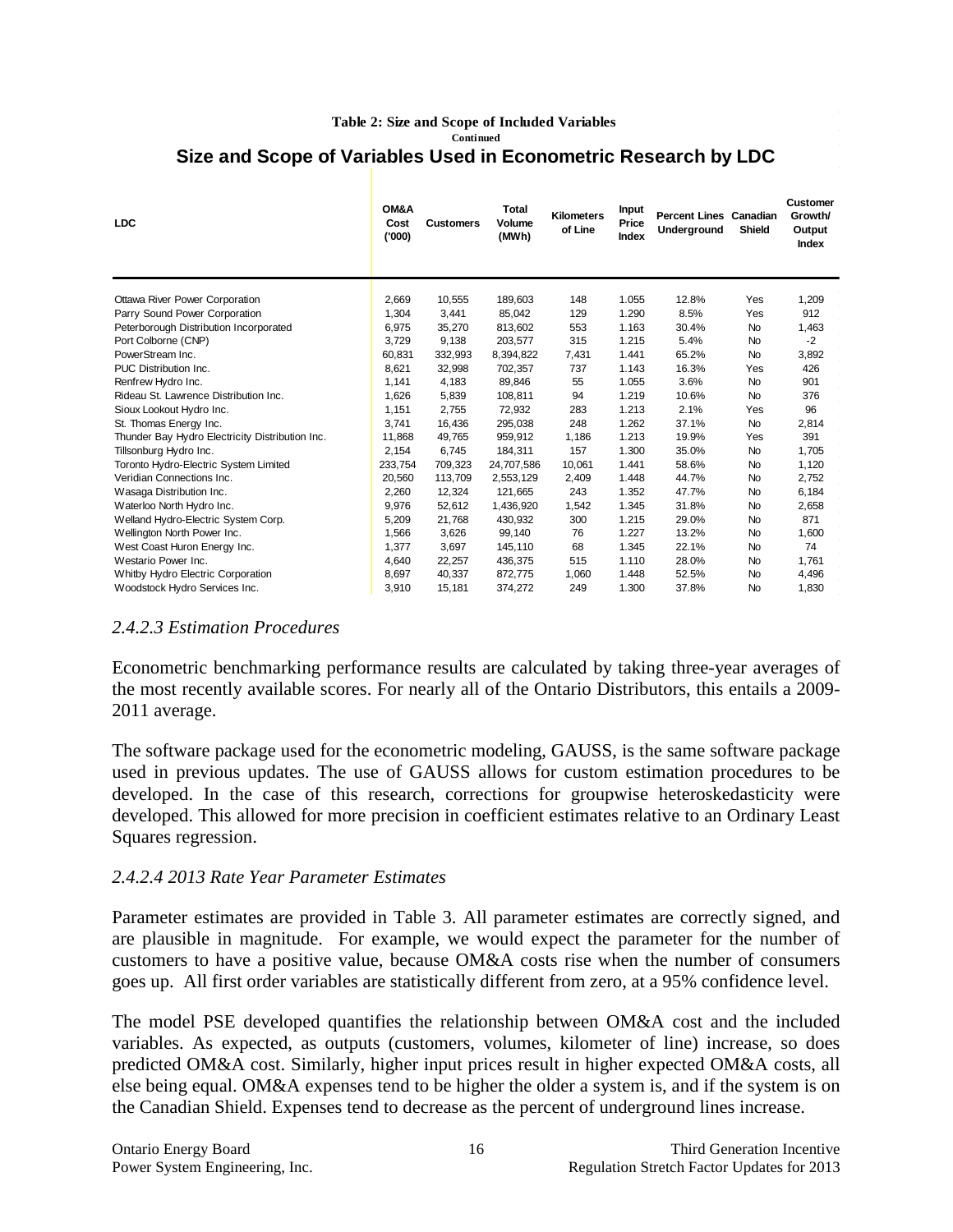**Table 2: Size and Scope of Included Variables**
**Continued**

## Size and Scope of Variables Used in Econometric Research by LDC

| LDC | OM&A Cost ('000) | Customers | Total Volume (MWh) | Kilometers of Line | Input Price Index | Percent Lines Underground | Canadian Shield | Customer Growth/ Output Index |
|---|---|---|---|---|---|---|---|---|
| Ottawa River Power Corporation | 2,669 | 10,555 | 189,603 | 148 | 1.055 | 12.8% | Yes | 1,209 |
| Parry Sound Power Corporation | 1,304 | 3,441 | 85,042 | 129 | 1.290 | 8.5% | Yes | 912 |
| Peterborough Distribution Incorporated | 6,975 | 35,270 | 813,602 | 553 | 1.163 | 30.4% | No | 1,463 |
| Port Colborne (CNP) | 3,729 | 9,138 | 203,577 | 315 | 1.215 | 5.4% | No | -2 |
| PowerStream Inc. | 60,831 | 332,993 | 8,394,822 | 7,431 | 1.441 | 65.2% | No | 3,892 |
| PUC Distribution Inc. | 8,621 | 32,998 | 702,357 | 737 | 1.143 | 16.3% | Yes | 426 |
| Renfrew Hydro Inc. | 1,141 | 4,183 | 89,846 | 55 | 1.055 | 3.6% | No | 901 |
| Rideau St. Lawrence Distribution Inc. | 1,626 | 5,839 | 108,811 | 94 | 1.219 | 10.6% | No | 376 |
| Sioux Lookout Hydro Inc. | 1,151 | 2,755 | 72,932 | 283 | 1.213 | 2.1% | Yes | 96 |
| St. Thomas Energy Inc. | 3,741 | 16,436 | 295,038 | 248 | 1.262 | 37.1% | No | 2,814 |
| Thunder Bay Hydro Electricity Distribution Inc. | 11,868 | 49,765 | 959,912 | 1,186 | 1.213 | 19.9% | Yes | 391 |
| Tillsonburg Hydro Inc. | 2,154 | 6,745 | 184,311 | 157 | 1.300 | 35.0% | No | 1,705 |
| Toronto Hydro-Electric System Limited | 233,754 | 709,323 | 24,707,586 | 10,061 | 1.441 | 58.6% | No | 1,120 |
| Veridian Connections Inc. | 20,560 | 113,709 | 2,553,129 | 2,409 | 1.448 | 44.7% | No | 2,752 |
| Wasaga Distribution Inc. | 2,260 | 12,324 | 121,665 | 243 | 1.352 | 47.7% | No | 6,184 |
| Waterloo North Hydro Inc. | 9,976 | 52,612 | 1,436,920 | 1,542 | 1.345 | 31.8% | No | 2,658 |
| Welland Hydro-Electric System Corp. | 5,209 | 21,768 | 430,932 | 300 | 1.215 | 29.0% | No | 871 |
| Wellington North Power Inc. | 1,566 | 3,626 | 99,140 | 76 | 1.227 | 13.2% | No | 1,600 |
| West Coast Huron Energy Inc. | 1,377 | 3,697 | 145,110 | 68 | 1.345 | 22.1% | No | 74 |
| Westario Power Inc. | 4,640 | 22,257 | 436,375 | 515 | 1.110 | 28.0% | No | 1,761 |
| Whitby Hydro Electric Corporation | 8,697 | 40,337 | 872,775 | 1,060 | 1.448 | 52.5% | No | 4,496 |
| Woodstock Hydro Services Inc. | 3,910 | 15,181 | 374,272 | 249 | 1.300 | 37.8% | No | 1,830 |

### *2.4.2.3 Estimation Procedures*

Econometric benchmarking performance results are calculated by taking three-year averages of the most recently available scores. For nearly all of the Ontario Distributors, this entails a 2009-2011 average.

The software package used for the econometric modeling, GAUSS, is the same software package used in previous updates. The use of GAUSS allows for custom estimation procedures to be developed. In the case of this research, corrections for groupwise heteroskedasticity were developed. This allowed for more precision in coefficient estimates relative to an Ordinary Least Squares regression.

### *2.4.2.4 2013 Rate Year Parameter Estimates*

Parameter estimates are provided in Table 3. All parameter estimates are correctly signed, and are plausible in magnitude. For example, we would expect the parameter for the number of customers to have a positive value, because OM&A costs rise when the number of consumers goes up. All first order variables are statistically different from zero, at a 95% confidence level.

The model PSE developed quantifies the relationship between OM&A cost and the included variables. As expected, as outputs (customers, volumes, kilometer of line) increase, so does predicted OM&A cost. Similarly, higher input prices result in higher expected OM&A costs, all else being equal. OM&A expenses tend to be higher the older a system is, and if the system is on the Canadian Shield. Expenses tend to decrease as the percent of underground lines increase.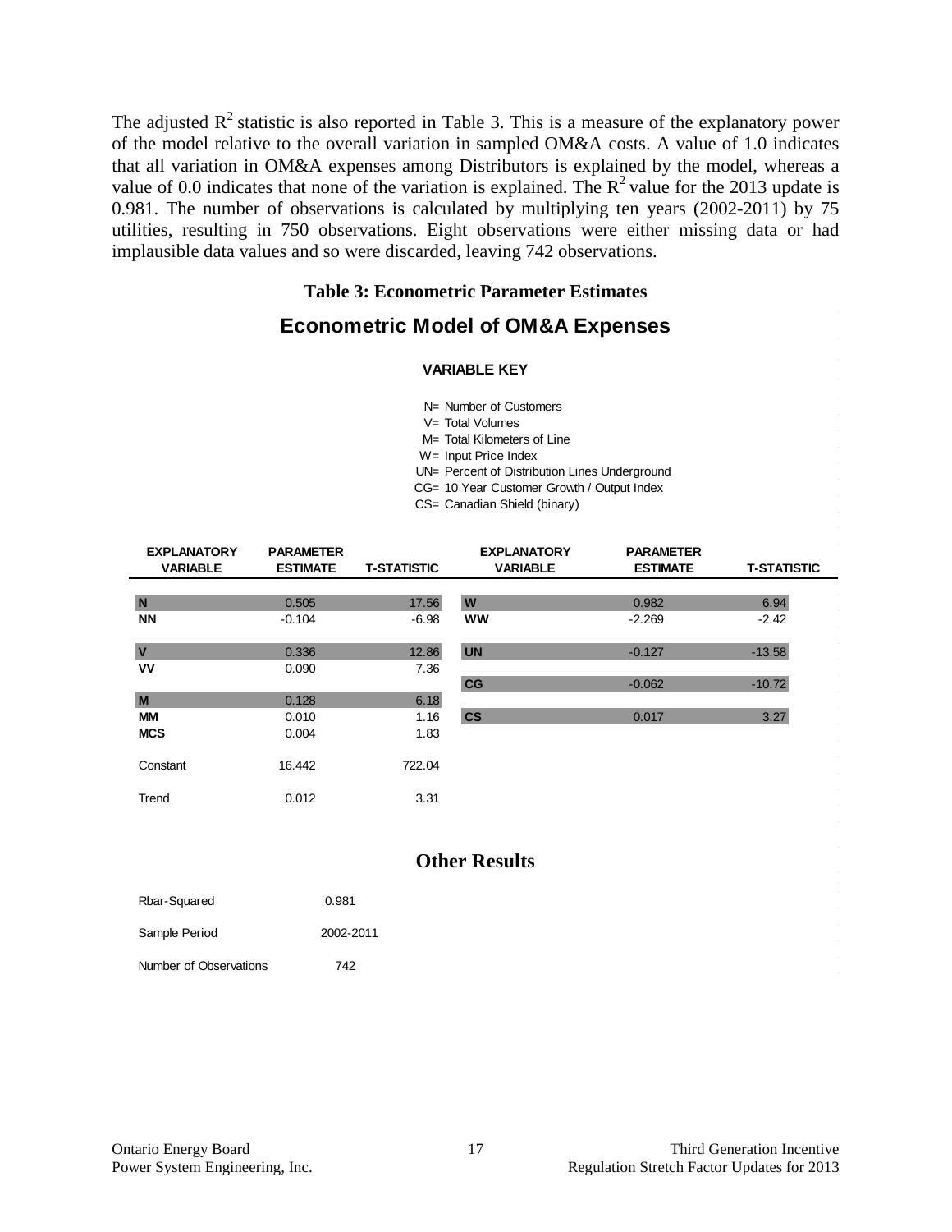The adjusted $R^2$ statistic is also reported in Table 3. This is a measure of the explanatory power of the model relative to the overall variation in sampled OM&A costs. A value of 1.0 indicates that all variation in OM&A expenses among Distributors is explained by the model, whereas a value of 0.0 indicates that none of the variation is explained. The $R^2$ value for the 2013 update is 0.981. The number of observations is calculated by multiplying ten years (2002-2011) by 75 utilities, resulting in 750 observations. Eight observations were either missing data or had implausible data values and so were discarded, leaving 742 observations.

### Table 3: Econometric Parameter Estimates

## Econometric Model of OM&A Expenses

**VARIABLE KEY**

N= Number of Customers
V= Total Volumes
M= Total Kilometers of Line
W= Input Price Index
UN= Percent of Distribution Lines Underground
CG= 10 Year Customer Growth / Output Index
CS= Canadian Shield (binary)

| EXPLANATORY VARIABLE | PARAMETER ESTIMATE | T-STATISTIC | EXPLANATORY VARIABLE | PARAMETER ESTIMATE | T-STATISTIC |
|---|---|---|---|---|---|
| **N** | 0.505 | 17.56 | **W** | 0.982 | 6.94 |
| **NN** | -0.104 | -6.98 | **WW** | -2.269 | -2.42 |
| **V** | 0.336 | 12.86 | **UN** | -0.127 | -13.58 |
| **VV** | 0.090 | 7.36 | | | |
| | | | **CG** | -0.062 | -10.72 |
| **M** | 0.128 | 6.18 | | | |
| **MM** | 0.010 | 1.16 | **CS** | 0.017 | 3.27 |
| **MCS** | 0.004 | 1.83 | | | |
| Constant | 16.442 | 722.04 | | | |
| Trend | 0.012 | 3.31 | | | |

### Other Results

| | |
|---|---|
| Rbar-Squared | 0.981 |
| Sample Period | 2002-2011 |
| Number of Observations | 742 |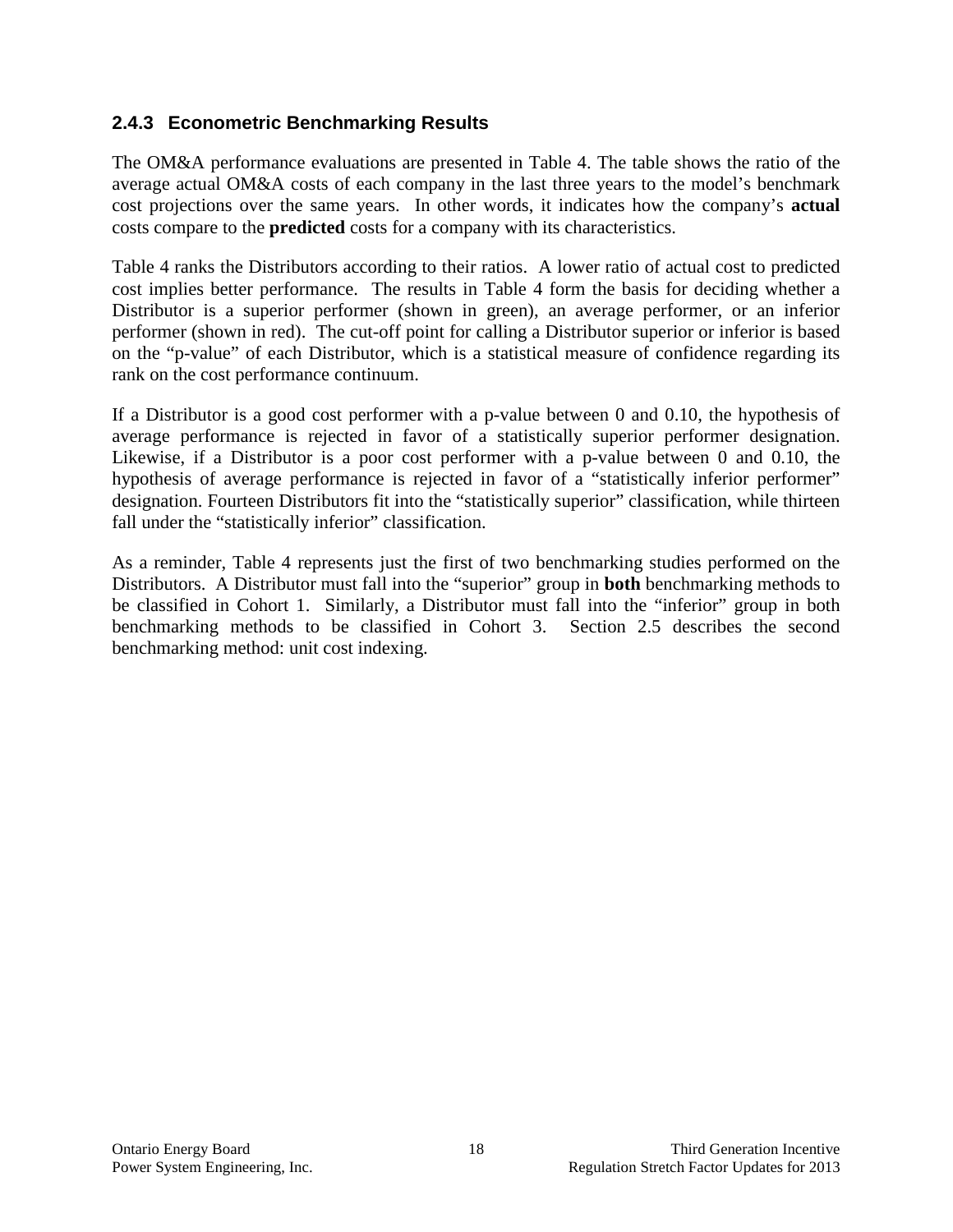### 2.4.3 Econometric Benchmarking Results

The OM&A performance evaluations are presented in Table 4. The table shows the ratio of the average actual OM&A costs of each company in the last three years to the model's benchmark cost projections over the same years. In other words, it indicates how the company's **actual** costs compare to the **predicted** costs for a company with its characteristics.

Table 4 ranks the Distributors according to their ratios. A lower ratio of actual cost to predicted cost implies better performance. The results in Table 4 form the basis for deciding whether a Distributor is a superior performer (shown in green), an average performer, or an inferior performer (shown in red). The cut-off point for calling a Distributor superior or inferior is based on the "p-value" of each Distributor, which is a statistical measure of confidence regarding its rank on the cost performance continuum.

If a Distributor is a good cost performer with a p-value between 0 and 0.10, the hypothesis of average performance is rejected in favor of a statistically superior performer designation. Likewise, if a Distributor is a poor cost performer with a p-value between 0 and 0.10, the hypothesis of average performance is rejected in favor of a "statistically inferior performer" designation. Fourteen Distributors fit into the "statistically superior" classification, while thirteen fall under the "statistically inferior" classification.

As a reminder, Table 4 represents just the first of two benchmarking studies performed on the Distributors. A Distributor must fall into the "superior" group in **both** benchmarking methods to be classified in Cohort 1. Similarly, a Distributor must fall into the "inferior" group in both benchmarking methods to be classified in Cohort 3. Section 2.5 describes the second benchmarking method: unit cost indexing.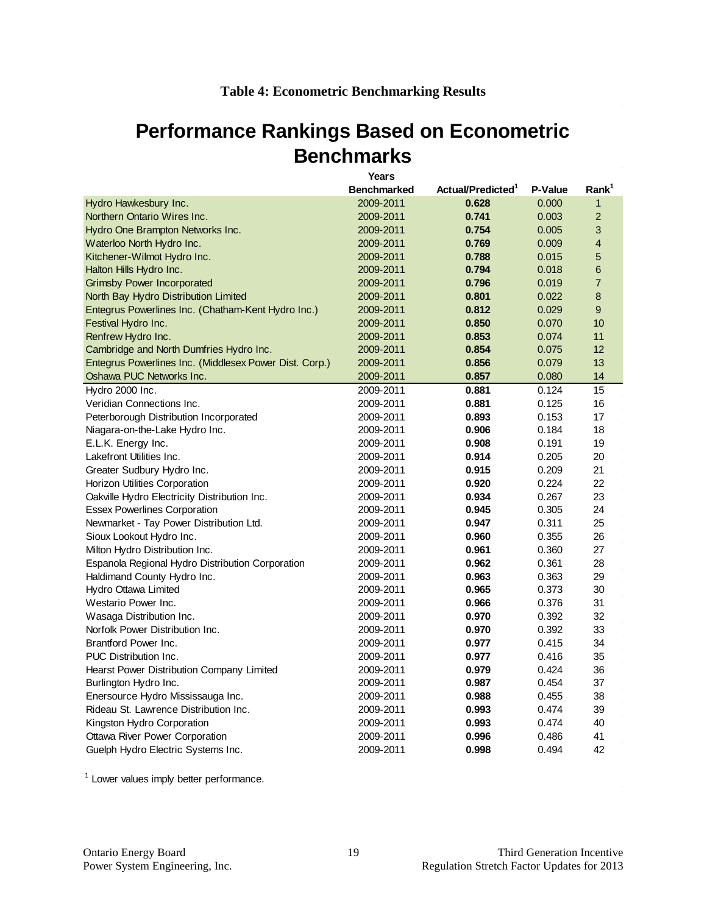**Table 4: Econometric Benchmarking Results**

## Performance Rankings Based on Econometric Benchmarks

| | Years Benchmarked | Actual/Predicted[1] | P-Value | Rank[1] |
|---|---|---|---|---|
| Hydro Hawkesbury Inc. | 2009-2011 | **0.628** | 0.000 | 1 |
| Northern Ontario Wires Inc. | 2009-2011 | **0.741** | 0.003 | 2 |
| Hydro One Brampton Networks Inc. | 2009-2011 | **0.754** | 0.005 | 3 |
| Waterloo North Hydro Inc. | 2009-2011 | **0.769** | 0.009 | 4 |
| Kitchener-Wilmot Hydro Inc. | 2009-2011 | **0.788** | 0.015 | 5 |
| Halton Hills Hydro Inc. | 2009-2011 | **0.794** | 0.018 | 6 |
| Grimsby Power Incorporated | 2009-2011 | **0.796** | 0.019 | 7 |
| North Bay Hydro Distribution Limited | 2009-2011 | **0.801** | 0.022 | 8 |
| Entegrus Powerlines Inc. (Chatham-Kent Hydro Inc.) | 2009-2011 | **0.812** | 0.029 | 9 |
| Festival Hydro Inc. | 2009-2011 | **0.850** | 0.070 | 10 |
| Renfrew Hydro Inc. | 2009-2011 | **0.853** | 0.074 | 11 |
| Cambridge and North Dumfries Hydro Inc. | 2009-2011 | **0.854** | 0.075 | 12 |
| Entegrus Powerlines Inc. (Middlesex Power Dist. Corp.) | 2009-2011 | **0.856** | 0.079 | 13 |
| Oshawa PUC Networks Inc. | 2009-2011 | **0.857** | 0.080 | 14 |
| Hydro 2000 Inc. | 2009-2011 | **0.881** | 0.124 | 15 |
| Veridian Connections Inc. | 2009-2011 | **0.881** | 0.125 | 16 |
| Peterborough Distribution Incorporated | 2009-2011 | **0.893** | 0.153 | 17 |
| Niagara-on-the-Lake Hydro Inc. | 2009-2011 | **0.906** | 0.184 | 18 |
| E.L.K. Energy Inc. | 2009-2011 | **0.908** | 0.191 | 19 |
| Lakefront Utilities Inc. | 2009-2011 | **0.914** | 0.205 | 20 |
| Greater Sudbury Hydro Inc. | 2009-2011 | **0.915** | 0.209 | 21 |
| Horizon Utilities Corporation | 2009-2011 | **0.920** | 0.224 | 22 |
| Oakville Hydro Electricity Distribution Inc. | 2009-2011 | **0.934** | 0.267 | 23 |
| Essex Powerlines Corporation | 2009-2011 | **0.945** | 0.305 | 24 |
| Newmarket - Tay Power Distribution Ltd. | 2009-2011 | **0.947** | 0.311 | 25 |
| Sioux Lookout Hydro Inc. | 2009-2011 | **0.960** | 0.355 | 26 |
| Milton Hydro Distribution Inc. | 2009-2011 | **0.961** | 0.360 | 27 |
| Espanola Regional Hydro Distribution Corporation | 2009-2011 | **0.962** | 0.361 | 28 |
| Haldimand County Hydro Inc. | 2009-2011 | **0.963** | 0.363 | 29 |
| Hydro Ottawa Limited | 2009-2011 | **0.965** | 0.373 | 30 |
| Westario Power Inc. | 2009-2011 | **0.966** | 0.376 | 31 |
| Wasaga Distribution Inc. | 2009-2011 | **0.970** | 0.392 | 32 |
| Norfolk Power Distribution Inc. | 2009-2011 | **0.970** | 0.392 | 33 |
| Brantford Power Inc. | 2009-2011 | **0.977** | 0.415 | 34 |
| PUC Distribution Inc. | 2009-2011 | **0.977** | 0.416 | 35 |
| Hearst Power Distribution Company Limited | 2009-2011 | **0.979** | 0.424 | 36 |
| Burlington Hydro Inc. | 2009-2011 | **0.987** | 0.454 | 37 |
| Enersource Hydro Mississauga Inc. | 2009-2011 | **0.988** | 0.455 | 38 |
| Rideau St. Lawrence Distribution Inc. | 2009-2011 | **0.993** | 0.474 | 39 |
| Kingston Hydro Corporation | 2009-2011 | **0.993** | 0.474 | 40 |
| Ottawa River Power Corporation | 2009-2011 | **0.996** | 0.486 | 41 |
| Guelph Hydro Electric Systems Inc. | 2009-2011 | **0.998** | 0.494 | 42 |

[1] Lower values imply better performance.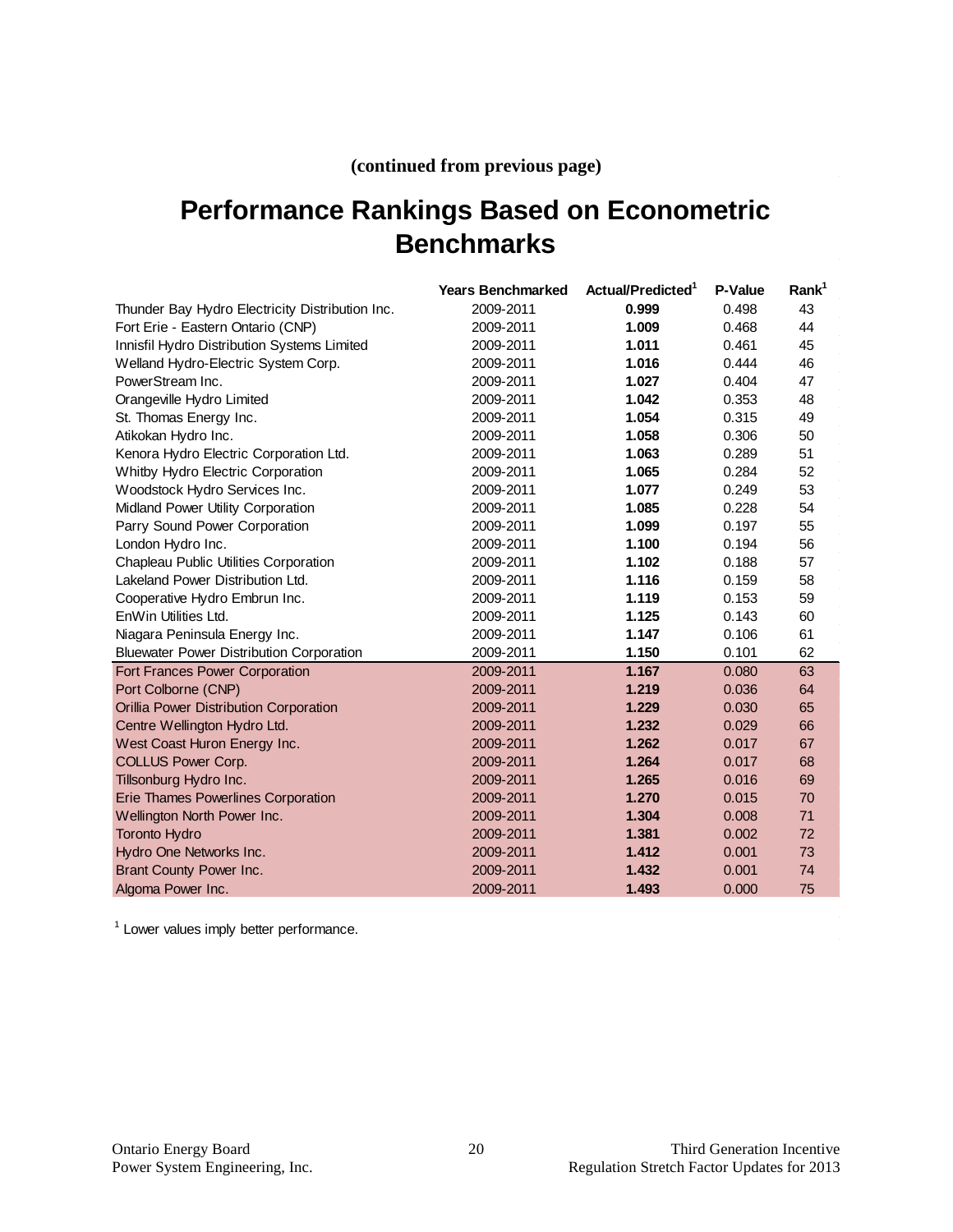**(continued from previous page)**

# Performance Rankings Based on Econometric Benchmarks

| | Years Benchmarked | Actual/Predicted[1] | P-Value | Rank[1] |
|---|---|---|---|---|
| Thunder Bay Hydro Electricity Distribution Inc. | 2009-2011 | **0.999** | 0.498 | 43 |
| Fort Erie - Eastern Ontario (CNP) | 2009-2011 | **1.009** | 0.468 | 44 |
| Innisfil Hydro Distribution Systems Limited | 2009-2011 | **1.011** | 0.461 | 45 |
| Welland Hydro-Electric System Corp. | 2009-2011 | **1.016** | 0.444 | 46 |
| PowerStream Inc. | 2009-2011 | **1.027** | 0.404 | 47 |
| Orangeville Hydro Limited | 2009-2011 | **1.042** | 0.353 | 48 |
| St. Thomas Energy Inc. | 2009-2011 | **1.054** | 0.315 | 49 |
| Atikokan Hydro Inc. | 2009-2011 | **1.058** | 0.306 | 50 |
| Kenora Hydro Electric Corporation Ltd. | 2009-2011 | **1.063** | 0.289 | 51 |
| Whitby Hydro Electric Corporation | 2009-2011 | **1.065** | 0.284 | 52 |
| Woodstock Hydro Services Inc. | 2009-2011 | **1.077** | 0.249 | 53 |
| Midland Power Utility Corporation | 2009-2011 | **1.085** | 0.228 | 54 |
| Parry Sound Power Corporation | 2009-2011 | **1.099** | 0.197 | 55 |
| London Hydro Inc. | 2009-2011 | **1.100** | 0.194 | 56 |
| Chapleau Public Utilities Corporation | 2009-2011 | **1.102** | 0.188 | 57 |
| Lakeland Power Distribution Ltd. | 2009-2011 | **1.116** | 0.159 | 58 |
| Cooperative Hydro Embrun Inc. | 2009-2011 | **1.119** | 0.153 | 59 |
| EnWin Utilities Ltd. | 2009-2011 | **1.125** | 0.143 | 60 |
| Niagara Peninsula Energy Inc. | 2009-2011 | **1.147** | 0.106 | 61 |
| Bluewater Power Distribution Corporation | 2009-2011 | **1.150** | 0.101 | 62 |
| Fort Frances Power Corporation | 2009-2011 | **1.167** | 0.080 | 63 |
| Port Colborne (CNP) | 2009-2011 | **1.219** | 0.036 | 64 |
| Orillia Power Distribution Corporation | 2009-2011 | **1.229** | 0.030 | 65 |
| Centre Wellington Hydro Ltd. | 2009-2011 | **1.232** | 0.029 | 66 |
| West Coast Huron Energy Inc. | 2009-2011 | **1.262** | 0.017 | 67 |
| COLLUS Power Corp. | 2009-2011 | **1.264** | 0.017 | 68 |
| Tillsonburg Hydro Inc. | 2009-2011 | **1.265** | 0.016 | 69 |
| Erie Thames Powerlines Corporation | 2009-2011 | **1.270** | 0.015 | 70 |
| Wellington North Power Inc. | 2009-2011 | **1.304** | 0.008 | 71 |
| Toronto Hydro | 2009-2011 | **1.381** | 0.002 | 72 |
| Hydro One Networks Inc. | 2009-2011 | **1.412** | 0.001 | 73 |
| Brant County Power Inc. | 2009-2011 | **1.432** | 0.001 | 74 |
| Algoma Power Inc. | 2009-2011 | **1.493** | 0.000 | 75 |

[1] Lower values imply better performance.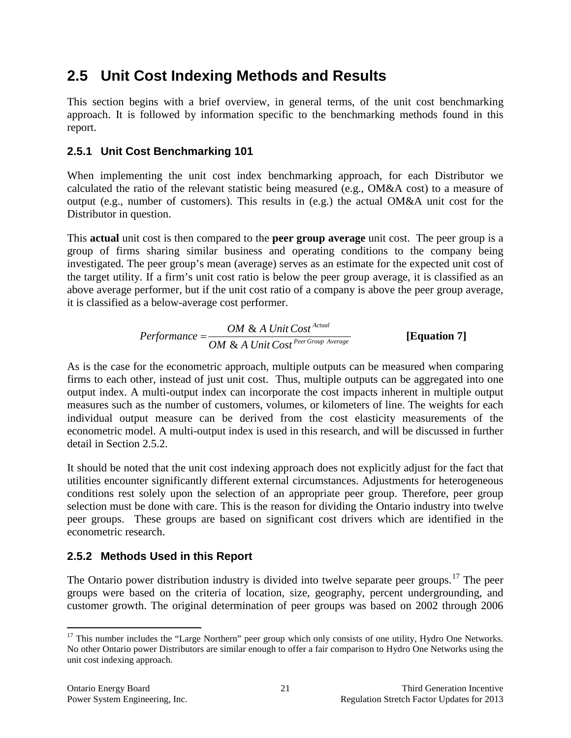## 2.5 Unit Cost Indexing Methods and Results

This section begins with a brief overview, in general terms, of the unit cost benchmarking approach. It is followed by information specific to the benchmarking methods found in this report.

### 2.5.1 Unit Cost Benchmarking 101

When implementing the unit cost index benchmarking approach, for each Distributor we calculated the ratio of the relevant statistic being measured (e.g., OM&A cost) to a measure of output (e.g., number of customers). This results in (e.g.) the actual OM&A unit cost for the Distributor in question.

This **actual** unit cost is then compared to the **peer group average** unit cost. The peer group is a group of firms sharing similar business and operating conditions to the company being investigated. The peer group's mean (average) serves as an estimate for the expected unit cost of the target utility. If a firm's unit cost ratio is below the peer group average, it is classified as an above average performer, but if the unit cost ratio of a company is above the peer group average, it is classified as a below-average cost performer.

$$Performance = \frac{OM\ \&\ A\ Unit\ Cost^{Actual}}{OM\ \&\ A\ Unit\ Cost^{Peer\ Group\ Average}} \qquad \textbf{[Equation 7]}$$

As is the case for the econometric approach, multiple outputs can be measured when comparing firms to each other, instead of just unit cost. Thus, multiple outputs can be aggregated into one output index. A multi-output index can incorporate the cost impacts inherent in multiple output measures such as the number of customers, volumes, or kilometers of line. The weights for each individual output measure can be derived from the cost elasticity measurements of the econometric model. A multi-output index is used in this research, and will be discussed in further detail in Section 2.5.2.

It should be noted that the unit cost indexing approach does not explicitly adjust for the fact that utilities encounter significantly different external circumstances. Adjustments for heterogeneous conditions rest solely upon the selection of an appropriate peer group. Therefore, peer group selection must be done with care. This is the reason for dividing the Ontario industry into twelve peer groups. These groups are based on significant cost drivers which are identified in the econometric research.

### 2.5.2 Methods Used in this Report

The Ontario power distribution industry is divided into twelve separate peer groups.[17] The peer groups were based on the criteria of location, size, geography, percent undergrounding, and customer growth. The original determination of peer groups was based on 2002 through 2006

[17] This number includes the "Large Northern" peer group which only consists of one utility, Hydro One Networks. No other Ontario power Distributors are similar enough to offer a fair comparison to Hydro One Networks using the unit cost indexing approach.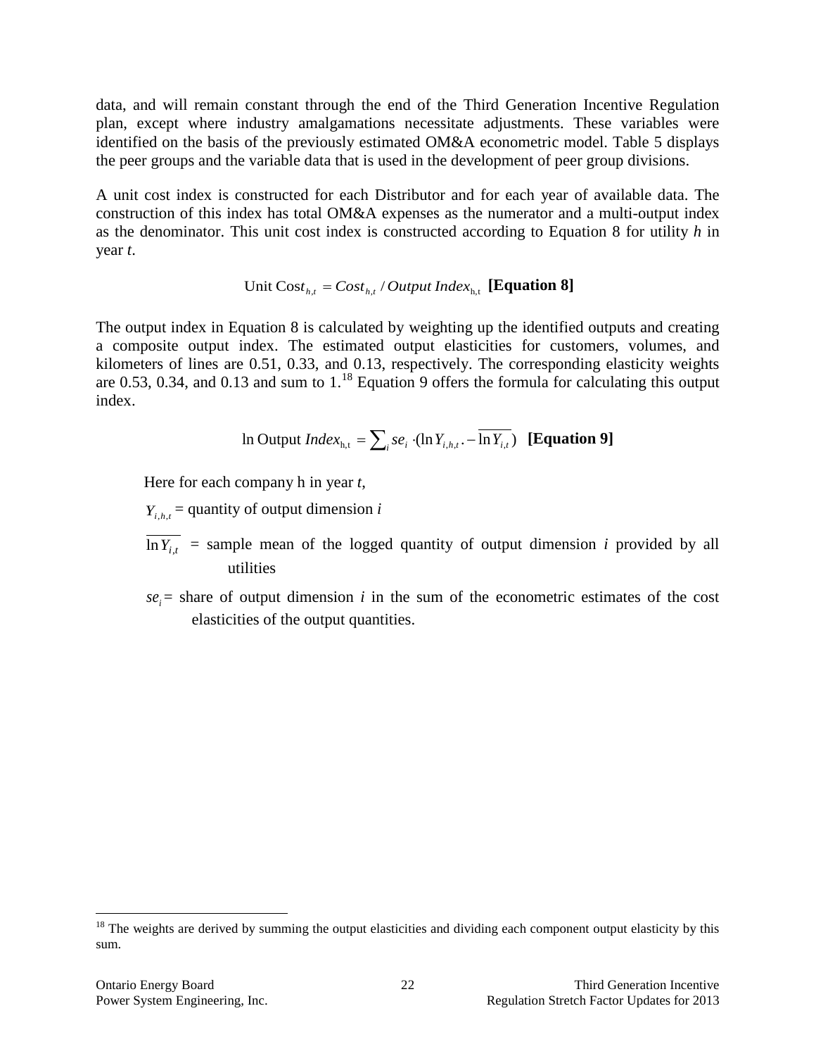data, and will remain constant through the end of the Third Generation Incentive Regulation plan, except where industry amalgamations necessitate adjustments. These variables were identified on the basis of the previously estimated OM&A econometric model. Table 5 displays the peer groups and the variable data that is used in the development of peer group divisions.

A unit cost index is constructed for each Distributor and for each year of available data. The construction of this index has total OM&A expenses as the numerator and a multi-output index as the denominator. This unit cost index is constructed according to Equation 8 for utility *h* in year *t*.

$$\text{Unit Cost}_{h,t} = Cost_{h,t} \,/\, Output\ Index_{\text{h,t}} \quad \textbf{[Equation 8]}$$

The output index in Equation 8 is calculated by weighting up the identified outputs and creating a composite output index. The estimated output elasticities for customers, volumes, and kilometers of lines are 0.51, 0.33, and 0.13, respectively. The corresponding elasticity weights are 0.53, 0.34, and 0.13 and sum to 1.[18] Equation 9 offers the formula for calculating this output index.

$$\ln \text{Output } Index_{\text{h,t}} = \sum_i se_i \cdot (\ln Y_{i,h,t} - \overline{\ln Y_{i,t}}) \quad \textbf{[Equation 9]}$$

Here for each company h in year *t*,

$Y_{i,h,t}$ = quantity of output dimension *i*

$\overline{\ln Y_{i,t}}$ = sample mean of the logged quantity of output dimension *i* provided by all utilities

$se_i$ = share of output dimension *i* in the sum of the econometric estimates of the cost elasticities of the output quantities.

---

[18] The weights are derived by summing the output elasticities and dividing each component output elasticity by this sum.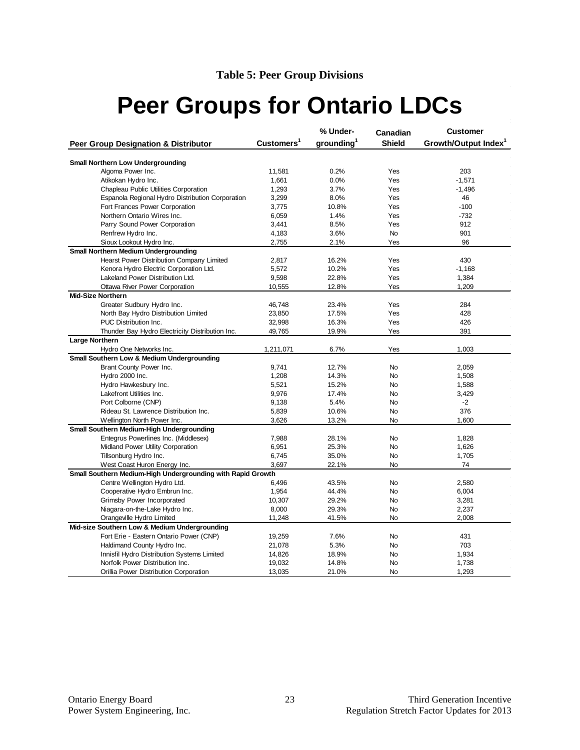**Table 5: Peer Group Divisions**

# Peer Groups for Ontario LDCs

| Peer Group Designation & Distributor | Customers[1] | % Under-grounding[1] | Canadian Shield | Customer Growth/Output Index[1] |
|---|---|---|---|---|
| **Small Northern Low Undergrounding** | | | | |
| Algoma Power Inc. | 11,581 | 0.2% | Yes | 203 |
| Atikokan Hydro Inc. | 1,661 | 0.0% | Yes | -1,571 |
| Chapleau Public Utilities Corporation | 1,293 | 3.7% | Yes | -1,496 |
| Espanola Regional Hydro Distribution Corporation | 3,299 | 8.0% | Yes | 46 |
| Fort Frances Power Corporation | 3,775 | 10.8% | Yes | -100 |
| Northern Ontario Wires Inc. | 6,059 | 1.4% | Yes | -732 |
| Parry Sound Power Corporation | 3,441 | 8.5% | Yes | 912 |
| Renfrew Hydro Inc. | 4,183 | 3.6% | No | 901 |
| Sioux Lookout Hydro Inc. | 2,755 | 2.1% | Yes | 96 |
| **Small Northern Medium Undergrounding** | | | | |
| Hearst Power Distribution Company Limited | 2,817 | 16.2% | Yes | 430 |
| Kenora Hydro Electric Corporation Ltd. | 5,572 | 10.2% | Yes | -1,168 |
| Lakeland Power Distribution Ltd. | 9,598 | 22.8% | Yes | 1,384 |
| Ottawa River Power Corporation | 10,555 | 12.8% | Yes | 1,209 |
| **Mid-Size Northern** | | | | |
| Greater Sudbury Hydro Inc. | 46,748 | 23.4% | Yes | 284 |
| North Bay Hydro Distribution Limited | 23,850 | 17.5% | Yes | 428 |
| PUC Distribution Inc. | 32,998 | 16.3% | Yes | 426 |
| Thunder Bay Hydro Electricity Distribution Inc. | 49,765 | 19.9% | Yes | 391 |
| **Large Northern** | | | | |
| Hydro One Networks Inc. | 1,211,071 | 6.7% | Yes | 1,003 |
| **Small Southern Low & Medium Undergrounding** | | | | |
| Brant County Power Inc. | 9,741 | 12.7% | No | 2,059 |
| Hydro 2000 Inc. | 1,208 | 14.3% | No | 1,508 |
| Hydro Hawkesbury Inc. | 5,521 | 15.2% | No | 1,588 |
| Lakefront Utilities Inc. | 9,976 | 17.4% | No | 3,429 |
| Port Colborne (CNP) | 9,138 | 5.4% | No | -2 |
| Rideau St. Lawrence Distribution Inc. | 5,839 | 10.6% | No | 376 |
| Wellington North Power Inc. | 3,626 | 13.2% | No | 1,600 |
| **Small Southern Medium-High Undergrounding** | | | | |
| Entegrus Powerlines Inc. (Middlesex) | 7,988 | 28.1% | No | 1,828 |
| Midland Power Utility Corporation | 6,951 | 25.3% | No | 1,626 |
| Tillsonburg Hydro Inc. | 6,745 | 35.0% | No | 1,705 |
| West Coast Huron Energy Inc. | 3,697 | 22.1% | No | 74 |
| **Small Southern Medium-High Undergrounding with Rapid Growth** | | | | |
| Centre Wellington Hydro Ltd. | 6,496 | 43.5% | No | 2,580 |
| Cooperative Hydro Embrun Inc. | 1,954 | 44.4% | No | 6,004 |
| Grimsby Power Incorporated | 10,307 | 29.2% | No | 3,281 |
| Niagara-on-the-Lake Hydro Inc. | 8,000 | 29.3% | No | 2,237 |
| Orangeville Hydro Limited | 11,248 | 41.5% | No | 2,008 |
| **Mid-size Southern Low & Medium Undergrounding** | | | | |
| Fort Erie - Eastern Ontario Power (CNP) | 19,259 | 7.6% | No | 431 |
| Haldimand County Hydro Inc. | 21,078 | 5.3% | No | 703 |
| Innisfil Hydro Distribution Systems Limited | 14,826 | 18.9% | No | 1,934 |
| Norfolk Power Distribution Inc. | 19,032 | 14.8% | No | 1,738 |
| Orillia Power Distribution Corporation | 13,035 | 21.0% | No | 1,293 |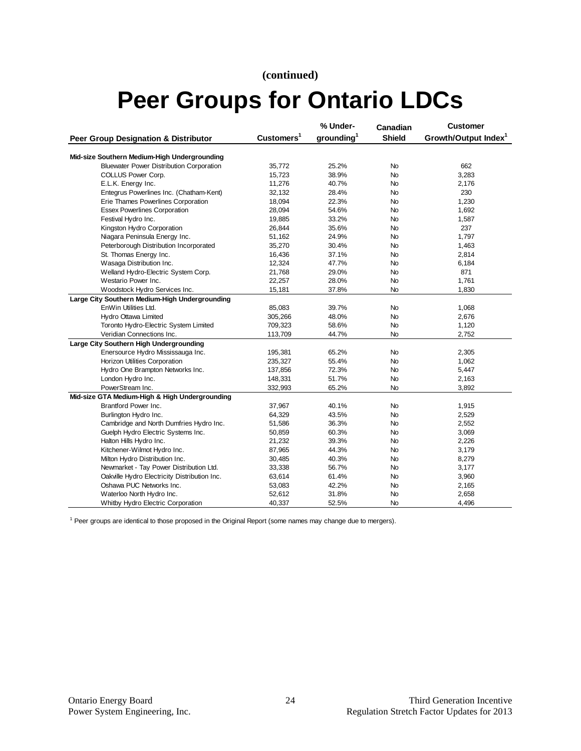**(continued)**

# Peer Groups for Ontario LDCs

| Peer Group Designation & Distributor | Customers[1] | % Under-grounding[1] | Canadian Shield | Customer Growth/Output Index[1] |
|---|---|---|---|---|
| **Mid-size Southern Medium-High Undergrounding** | | | | |
| Bluewater Power Distribution Corporation | 35,772 | 25.2% | No | 662 |
| COLLUS Power Corp. | 15,723 | 38.9% | No | 3,283 |
| E.L.K. Energy Inc. | 11,276 | 40.7% | No | 2,176 |
| Entegrus Powerlines Inc. (Chatham-Kent) | 32,132 | 28.4% | No | 230 |
| Erie Thames Powerlines Corporation | 18,094 | 22.3% | No | 1,230 |
| Essex Powerlines Corporation | 28,094 | 54.6% | No | 1,692 |
| Festival Hydro Inc. | 19,885 | 33.2% | No | 1,587 |
| Kingston Hydro Corporation | 26,844 | 35.6% | No | 237 |
| Niagara Peninsula Energy Inc. | 51,162 | 24.9% | No | 1,797 |
| Peterborough Distribution Incorporated | 35,270 | 30.4% | No | 1,463 |
| St. Thomas Energy Inc. | 16,436 | 37.1% | No | 2,814 |
| Wasaga Distribution Inc. | 12,324 | 47.7% | No | 6,184 |
| Welland Hydro-Electric System Corp. | 21,768 | 29.0% | No | 871 |
| Westario Power Inc. | 22,257 | 28.0% | No | 1,761 |
| Woodstock Hydro Services Inc. | 15,181 | 37.8% | No | 1,830 |
| **Large City Southern Medium-High Undergrounding** | | | | |
| EnWin Utilities Ltd. | 85,083 | 39.7% | No | 1,068 |
| Hydro Ottawa Limited | 305,266 | 48.0% | No | 2,676 |
| Toronto Hydro-Electric System Limited | 709,323 | 58.6% | No | 1,120 |
| Veridian Connections Inc. | 113,709 | 44.7% | No | 2,752 |
| **Large City Southern High Undergrounding** | | | | |
| Enersource Hydro Mississauga Inc. | 195,381 | 65.2% | No | 2,305 |
| Horizon Utilities Corporation | 235,327 | 55.4% | No | 1,062 |
| Hydro One Brampton Networks Inc. | 137,856 | 72.3% | No | 5,447 |
| London Hydro Inc. | 148,331 | 51.7% | No | 2,163 |
| PowerStream Inc. | 332,993 | 65.2% | No | 3,892 |
| **Mid-size GTA Medium-High & High Undergrounding** | | | | |
| Brantford Power Inc. | 37,967 | 40.1% | No | 1,915 |
| Burlington Hydro Inc. | 64,329 | 43.5% | No | 2,529 |
| Cambridge and North Dumfries Hydro Inc. | 51,586 | 36.3% | No | 2,552 |
| Guelph Hydro Electric Systems Inc. | 50,859 | 60.3% | No | 3,069 |
| Halton Hills Hydro Inc. | 21,232 | 39.3% | No | 2,226 |
| Kitchener-Wilmot Hydro Inc. | 87,965 | 44.3% | No | 3,179 |
| Milton Hydro Distribution Inc. | 30,485 | 40.3% | No | 8,279 |
| Newmarket - Tay Power Distribution Ltd. | 33,338 | 56.7% | No | 3,177 |
| Oakville Hydro Electricity Distribution Inc. | 63,614 | 61.4% | No | 3,960 |
| Oshawa PUC Networks Inc. | 53,083 | 42.2% | No | 2,165 |
| Waterloo North Hydro Inc. | 52,612 | 31.8% | No | 2,658 |
| Whitby Hydro Electric Corporation | 40,337 | 52.5% | No | 4,496 |

[1] Peer groups are identical to those proposed in the Original Report (some names may change due to mergers).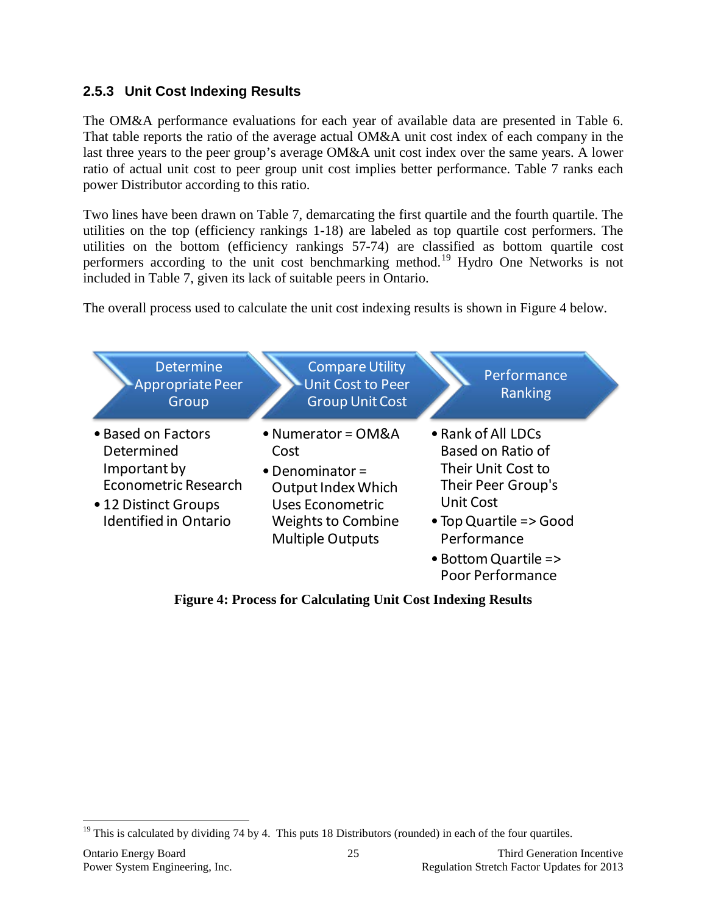### 2.5.3 Unit Cost Indexing Results

The OM&A performance evaluations for each year of available data are presented in Table 6. That table reports the ratio of the average actual OM&A unit cost index of each company in the last three years to the peer group's average OM&A unit cost index over the same years. A lower ratio of actual unit cost to peer group unit cost implies better performance. Table 7 ranks each power Distributor according to this ratio.

Two lines have been drawn on Table 7, demarcating the first quartile and the fourth quartile. The utilities on the top (efficiency rankings 1-18) are labeled as top quartile cost performers. The utilities on the bottom (efficiency rankings 57-74) are classified as bottom quartile cost performers according to the unit cost benchmarking method.[19] Hydro One Networks is not included in Table 7, given its lack of suitable peers in Ontario.

The overall process used to calculate the unit cost indexing results is shown in Figure 4 below.

| Determine Appropriate Peer Group | Compare Utility Unit Cost to Peer Group Unit Cost | Performance Ranking |
|---|---|---|
| • Based on Factors Determined Important by Econometric Research<br>• 12 Distinct Groups Identified in Ontario | • Numerator = OM&A Cost<br>• Denominator = Output Index Which Uses Econometric Weights to Combine Multiple Outputs | • Rank of All LDCs Based on Ratio of Their Unit Cost to Their Peer Group's Unit Cost<br>• Top Quartile => Good Performance<br>• Bottom Quartile => Poor Performance |

**Figure 4: Process for Calculating Unit Cost Indexing Results**

[19] This is calculated by dividing 74 by 4. This puts 18 Distributors (rounded) in each of the four quartiles.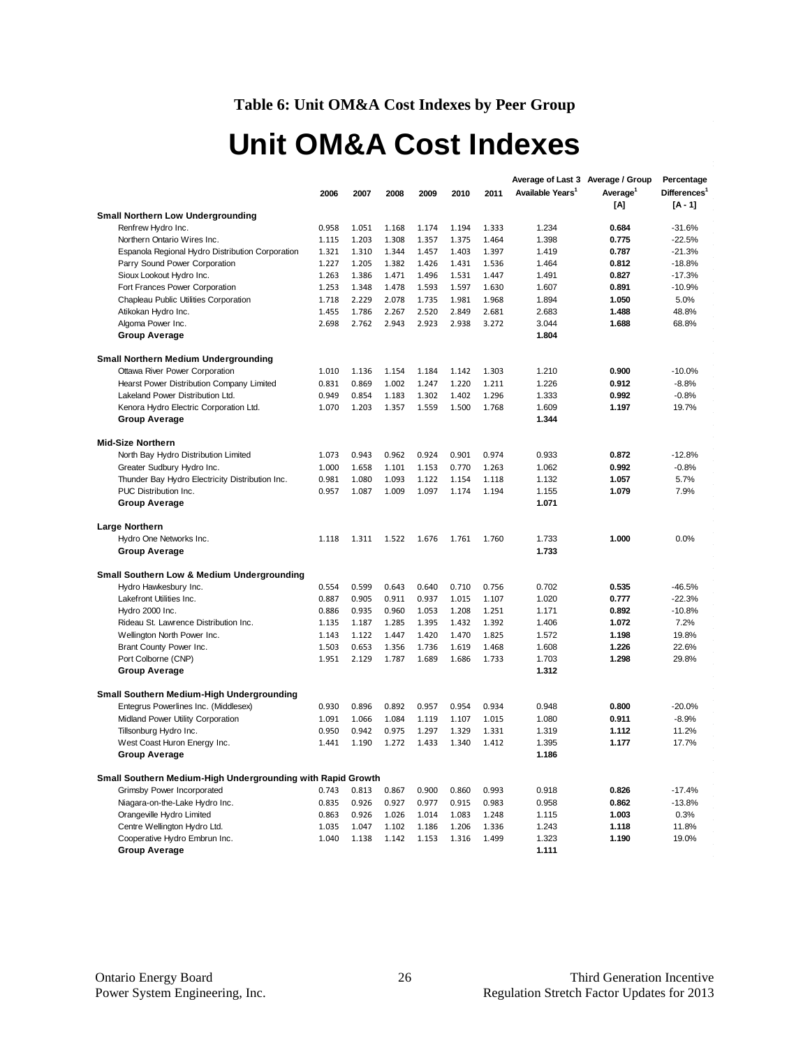**Table 6: Unit OM&A Cost Indexes by Peer Group**

# Unit OM&A Cost Indexes

| | 2006 | 2007 | 2008 | 2009 | 2010 | 2011 | Average of Last 3 Available Years[1] | Average / Group Average[1] [A] | Percentage Differences[1] [A - 1] |
|---|---|---|---|---|---|---|---|---|---|
| **Small Northern Low Undergrounding** | | | | | | | | | |
| Renfrew Hydro Inc. | 0.958 | 1.051 | 1.168 | 1.174 | 1.194 | 1.333 | 1.234 | **0.684** | -31.6% |
| Northern Ontario Wires Inc. | 1.115 | 1.203 | 1.308 | 1.357 | 1.375 | 1.464 | 1.398 | **0.775** | -22.5% |
| Espanola Regional Hydro Distribution Corporation | 1.321 | 1.310 | 1.344 | 1.457 | 1.403 | 1.397 | 1.419 | **0.787** | -21.3% |
| Parry Sound Power Corporation | 1.227 | 1.205 | 1.382 | 1.426 | 1.431 | 1.536 | 1.464 | **0.812** | -18.8% |
| Sioux Lookout Hydro Inc. | 1.263 | 1.386 | 1.471 | 1.496 | 1.531 | 1.447 | 1.491 | **0.827** | -17.3% |
| Fort Frances Power Corporation | 1.253 | 1.348 | 1.478 | 1.593 | 1.597 | 1.630 | 1.607 | **0.891** | -10.9% |
| Chapleau Public Utilities Corporation | 1.718 | 2.229 | 2.078 | 1.735 | 1.981 | 1.968 | 1.894 | **1.050** | 5.0% |
| Atikokan Hydro Inc. | 1.455 | 1.786 | 2.267 | 2.520 | 2.849 | 2.681 | 2.683 | **1.488** | 48.8% |
| Algoma Power Inc. | 2.698 | 2.762 | 2.943 | 2.923 | 2.938 | 3.272 | 3.044 | **1.688** | 68.8% |
| **Group Average** | | | | | | | **1.804** | | |
| **Small Northern Medium Undergrounding** | | | | | | | | | |
| Ottawa River Power Corporation | 1.010 | 1.136 | 1.154 | 1.184 | 1.142 | 1.303 | 1.210 | **0.900** | -10.0% |
| Hearst Power Distribution Company Limited | 0.831 | 0.869 | 1.002 | 1.247 | 1.220 | 1.211 | 1.226 | **0.912** | -8.8% |
| Lakeland Power Distribution Ltd. | 0.949 | 0.854 | 1.183 | 1.302 | 1.402 | 1.296 | 1.333 | **0.992** | -0.8% |
| Kenora Hydro Electric Corporation Ltd. | 1.070 | 1.203 | 1.357 | 1.559 | 1.500 | 1.768 | 1.609 | **1.197** | 19.7% |
| **Group Average** | | | | | | | **1.344** | | |
| **Mid-Size Northern** | | | | | | | | | |
| North Bay Hydro Distribution Limited | 1.073 | 0.943 | 0.962 | 0.924 | 0.901 | 0.974 | 0.933 | **0.872** | -12.8% |
| Greater Sudbury Hydro Inc. | 1.000 | 1.658 | 1.101 | 1.153 | 0.770 | 1.263 | 1.062 | **0.992** | -0.8% |
| Thunder Bay Hydro Electricity Distribution Inc. | 0.981 | 1.080 | 1.093 | 1.122 | 1.154 | 1.118 | 1.132 | **1.057** | 5.7% |
| PUC Distribution Inc. | 0.957 | 1.087 | 1.009 | 1.097 | 1.174 | 1.194 | 1.155 | **1.079** | 7.9% |
| **Group Average** | | | | | | | **1.071** | | |
| **Large Northern** | | | | | | | | | |
| Hydro One Networks Inc. | 1.118 | 1.311 | 1.522 | 1.676 | 1.761 | 1.760 | 1.733 | **1.000** | 0.0% |
| **Group Average** | | | | | | | **1.733** | | |
| **Small Southern Low & Medium Undergrounding** | | | | | | | | | |
| Hydro Hawkesbury Inc. | 0.554 | 0.599 | 0.643 | 0.640 | 0.710 | 0.756 | 0.702 | **0.535** | -46.5% |
| Lakefront Utilities Inc. | 0.887 | 0.905 | 0.911 | 0.937 | 1.015 | 1.107 | 1.020 | **0.777** | -22.3% |
| Hydro 2000 Inc. | 0.886 | 0.935 | 0.960 | 1.053 | 1.208 | 1.251 | 1.171 | **0.892** | -10.8% |
| Rideau St. Lawrence Distribution Inc. | 1.135 | 1.187 | 1.285 | 1.395 | 1.432 | 1.392 | 1.406 | **1.072** | 7.2% |
| Wellington North Power Inc. | 1.143 | 1.122 | 1.447 | 1.420 | 1.470 | 1.825 | 1.572 | **1.198** | 19.8% |
| Brant County Power Inc. | 1.503 | 0.653 | 1.356 | 1.736 | 1.619 | 1.468 | 1.608 | **1.226** | 22.6% |
| Port Colborne (CNP) | 1.951 | 2.129 | 1.787 | 1.689 | 1.686 | 1.733 | 1.703 | **1.298** | 29.8% |
| **Group Average** | | | | | | | **1.312** | | |
| **Small Southern Medium-High Undergrounding** | | | | | | | | | |
| Entegrus Powerlines Inc. (Middlesex) | 0.930 | 0.896 | 0.892 | 0.957 | 0.954 | 0.934 | 0.948 | **0.800** | -20.0% |
| Midland Power Utility Corporation | 1.091 | 1.066 | 1.084 | 1.119 | 1.107 | 1.015 | 1.080 | **0.911** | -8.9% |
| Tillsonburg Hydro Inc. | 0.950 | 0.942 | 0.975 | 1.297 | 1.329 | 1.331 | 1.319 | **1.112** | 11.2% |
| West Coast Huron Energy Inc. | 1.441 | 1.190 | 1.272 | 1.433 | 1.340 | 1.412 | 1.395 | **1.177** | 17.7% |
| **Group Average** | | | | | | | **1.186** | | |
| **Small Southern Medium-High Undergrounding with Rapid Growth** | | | | | | | | | |
| Grimsby Power Incorporated | 0.743 | 0.813 | 0.867 | 0.900 | 0.860 | 0.993 | 0.918 | **0.826** | -17.4% |
| Niagara-on-the-Lake Hydro Inc. | 0.835 | 0.926 | 0.927 | 0.977 | 0.915 | 0.983 | 0.958 | **0.862** | -13.8% |
| Orangeville Hydro Limited | 0.863 | 0.926 | 1.026 | 1.014 | 1.083 | 1.248 | 1.115 | **1.003** | 0.3% |
| Centre Wellington Hydro Ltd. | 1.035 | 1.047 | 1.102 | 1.186 | 1.206 | 1.336 | 1.243 | **1.118** | 11.8% |
| Cooperative Hydro Embrun Inc. | 1.040 | 1.138 | 1.142 | 1.153 | 1.316 | 1.499 | 1.323 | **1.190** | 19.0% |
| **Group Average** | | | | | | | **1.111** | | |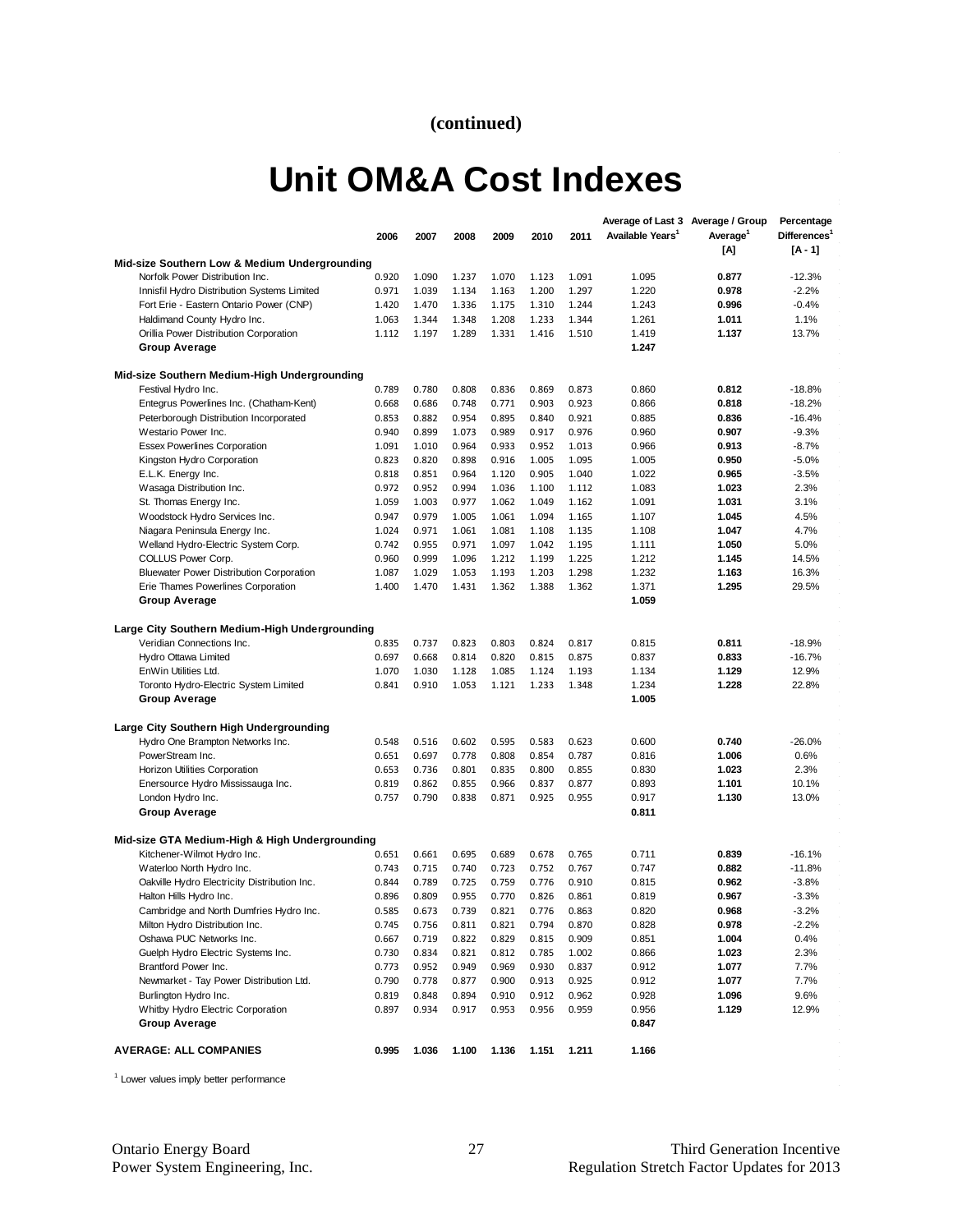(continued)

# Unit OM&A Cost Indexes

| | 2006 | 2007 | 2008 | 2009 | 2010 | 2011 | Average of Last 3 Available Years[1] | Average / Group Average[1] [A] | Percentage Differences[1] [A - 1] |
|---|---|---|---|---|---|---|---|---|---|
| **Mid-size Southern Low & Medium Undergrounding** | | | | | | | | | |
| Norfolk Power Distribution Inc. | 0.920 | 1.090 | 1.237 | 1.070 | 1.123 | 1.091 | 1.095 | **0.877** | -12.3% |
| Innisfil Hydro Distribution Systems Limited | 0.971 | 1.039 | 1.134 | 1.163 | 1.200 | 1.297 | 1.220 | **0.978** | -2.2% |
| Fort Erie - Eastern Ontario Power (CNP) | 1.420 | 1.470 | 1.336 | 1.175 | 1.310 | 1.244 | 1.243 | **0.996** | -0.4% |
| Haldimand County Hydro Inc. | 1.063 | 1.344 | 1.348 | 1.208 | 1.233 | 1.344 | 1.261 | **1.011** | 1.1% |
| Orillia Power Distribution Corporation | 1.112 | 1.197 | 1.289 | 1.331 | 1.416 | 1.510 | 1.419 | **1.137** | 13.7% |
| **Group Average** | | | | | | | **1.247** | | |
| **Mid-size Southern Medium-High Undergrounding** | | | | | | | | | |
| Festival Hydro Inc. | 0.789 | 0.780 | 0.808 | 0.836 | 0.869 | 0.873 | 0.860 | **0.812** | -18.8% |
| Entegrus Powerlines Inc. (Chatham-Kent) | 0.668 | 0.686 | 0.748 | 0.771 | 0.903 | 0.923 | 0.866 | **0.818** | -18.2% |
| Peterborough Distribution Incorporated | 0.853 | 0.882 | 0.954 | 0.895 | 0.840 | 0.921 | 0.885 | **0.836** | -16.4% |
| Westario Power Inc. | 0.940 | 0.899 | 1.073 | 0.989 | 0.917 | 0.976 | 0.960 | **0.907** | -9.3% |
| Essex Powerlines Corporation | 1.091 | 1.010 | 0.964 | 0.933 | 0.952 | 1.013 | 0.966 | **0.913** | -8.7% |
| Kingston Hydro Corporation | 0.823 | 0.820 | 0.898 | 0.916 | 1.005 | 1.095 | 1.005 | **0.950** | -5.0% |
| E.L.K. Energy Inc. | 0.818 | 0.851 | 0.964 | 1.120 | 0.905 | 1.040 | 1.022 | **0.965** | -3.5% |
| Wasaga Distribution Inc. | 0.972 | 0.952 | 0.994 | 1.036 | 1.100 | 1.112 | 1.083 | **1.023** | 2.3% |
| St. Thomas Energy Inc. | 1.059 | 1.003 | 0.977 | 1.062 | 1.049 | 1.162 | 1.091 | **1.031** | 3.1% |
| Woodstock Hydro Services Inc. | 0.947 | 0.979 | 1.005 | 1.061 | 1.094 | 1.165 | 1.107 | **1.045** | 4.5% |
| Niagara Peninsula Energy Inc. | 1.024 | 0.971 | 1.061 | 1.081 | 1.108 | 1.135 | 1.108 | **1.047** | 4.7% |
| Welland Hydro-Electric System Corp. | 0.742 | 0.955 | 0.971 | 1.097 | 1.042 | 1.195 | 1.111 | **1.050** | 5.0% |
| COLLUS Power Corp. | 0.960 | 0.999 | 1.096 | 1.212 | 1.199 | 1.225 | 1.212 | **1.145** | 14.5% |
| Bluewater Power Distribution Corporation | 1.087 | 1.029 | 1.053 | 1.193 | 1.203 | 1.298 | 1.232 | **1.163** | 16.3% |
| Erie Thames Powerlines Corporation | 1.400 | 1.470 | 1.431 | 1.362 | 1.388 | 1.362 | 1.371 | **1.295** | 29.5% |
| **Group Average** | | | | | | | **1.059** | | |
| **Large City Southern Medium-High Undergrounding** | | | | | | | | | |
| Veridian Connections Inc. | 0.835 | 0.737 | 0.823 | 0.803 | 0.824 | 0.817 | 0.815 | **0.811** | -18.9% |
| Hydro Ottawa Limited | 0.697 | 0.668 | 0.814 | 0.820 | 0.815 | 0.875 | 0.837 | **0.833** | -16.7% |
| EnWin Utilities Ltd. | 1.070 | 1.030 | 1.128 | 1.085 | 1.124 | 1.193 | 1.134 | **1.129** | 12.9% |
| Toronto Hydro-Electric System Limited | 0.841 | 0.910 | 1.053 | 1.121 | 1.233 | 1.348 | 1.234 | **1.228** | 22.8% |
| **Group Average** | | | | | | | **1.005** | | |
| **Large City Southern High Undergrounding** | | | | | | | | | |
| Hydro One Brampton Networks Inc. | 0.548 | 0.516 | 0.602 | 0.595 | 0.583 | 0.623 | 0.600 | **0.740** | -26.0% |
| PowerStream Inc. | 0.651 | 0.697 | 0.778 | 0.808 | 0.854 | 0.787 | 0.816 | **1.006** | 0.6% |
| Horizon Utilities Corporation | 0.653 | 0.736 | 0.801 | 0.835 | 0.800 | 0.855 | 0.830 | **1.023** | 2.3% |
| Enersource Hydro Mississauga Inc. | 0.819 | 0.862 | 0.855 | 0.966 | 0.837 | 0.877 | 0.893 | **1.101** | 10.1% |
| London Hydro Inc. | 0.757 | 0.790 | 0.838 | 0.871 | 0.925 | 0.955 | 0.917 | **1.130** | 13.0% |
| **Group Average** | | | | | | | **0.811** | | |
| **Mid-size GTA Medium-High & High Undergrounding** | | | | | | | | | |
| Kitchener-Wilmot Hydro Inc. | 0.651 | 0.661 | 0.695 | 0.689 | 0.678 | 0.765 | 0.711 | **0.839** | -16.1% |
| Waterloo North Hydro Inc. | 0.743 | 0.715 | 0.740 | 0.723 | 0.752 | 0.767 | 0.747 | **0.882** | -11.8% |
| Oakville Hydro Electricity Distribution Inc. | 0.844 | 0.789 | 0.725 | 0.759 | 0.776 | 0.910 | 0.815 | **0.962** | -3.8% |
| Halton Hills Hydro Inc. | 0.896 | 0.809 | 0.955 | 0.770 | 0.826 | 0.861 | 0.819 | **0.967** | -3.3% |
| Cambridge and North Dumfries Hydro Inc. | 0.585 | 0.673 | 0.739 | 0.821 | 0.776 | 0.863 | 0.820 | **0.968** | -3.2% |
| Milton Hydro Distribution Inc. | 0.745 | 0.756 | 0.811 | 0.821 | 0.794 | 0.870 | 0.828 | **0.978** | -2.2% |
| Oshawa PUC Networks Inc. | 0.667 | 0.719 | 0.822 | 0.829 | 0.815 | 0.909 | 0.851 | **1.004** | 0.4% |
| Guelph Hydro Electric Systems Inc. | 0.730 | 0.834 | 0.821 | 0.812 | 0.785 | 1.002 | 0.866 | **1.023** | 2.3% |
| Brantford Power Inc. | 0.773 | 0.952 | 0.949 | 0.969 | 0.930 | 0.837 | 0.912 | **1.077** | 7.7% |
| Newmarket - Tay Power Distribution Ltd. | 0.790 | 0.778 | 0.877 | 0.900 | 0.913 | 0.925 | 0.912 | **1.077** | 7.7% |
| Burlington Hydro Inc. | 0.819 | 0.848 | 0.894 | 0.910 | 0.912 | 0.962 | 0.928 | **1.096** | 9.6% |
| Whitby Hydro Electric Corporation | 0.897 | 0.934 | 0.917 | 0.953 | 0.956 | 0.959 | 0.956 | **1.129** | 12.9% |
| **Group Average** | | | | | | | **0.847** | | |
| **AVERAGE: ALL COMPANIES** | **0.995** | **1.036** | **1.100** | **1.136** | **1.151** | **1.211** | **1.166** | | |

[1] Lower values imply better performance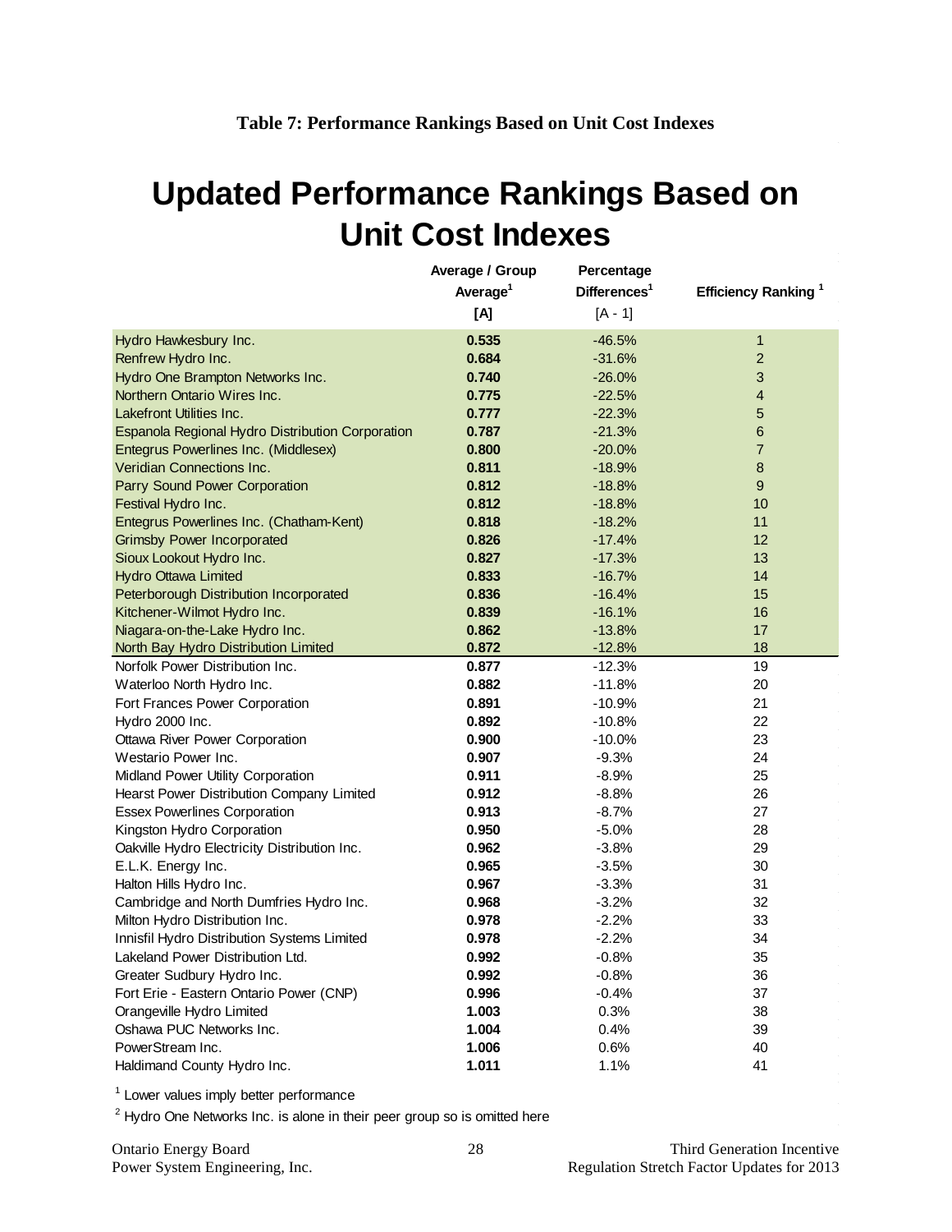**Table 7: Performance Rankings Based on Unit Cost Indexes**

# Updated Performance Rankings Based on Unit Cost Indexes

| | Average / Group Average[1] [A] | Percentage Differences[1] [A - 1] | Efficiency Ranking [1] |
|---|---|---|---|
| Hydro Hawkesbury Inc. | **0.535** | -46.5% | 1 |
| Renfrew Hydro Inc. | **0.684** | -31.6% | 2 |
| Hydro One Brampton Networks Inc. | **0.740** | -26.0% | 3 |
| Northern Ontario Wires Inc. | **0.775** | -22.5% | 4 |
| Lakefront Utilities Inc. | **0.777** | -22.3% | 5 |
| Espanola Regional Hydro Distribution Corporation | **0.787** | -21.3% | 6 |
| Entegrus Powerlines Inc. (Middlesex) | **0.800** | -20.0% | 7 |
| Veridian Connections Inc. | **0.811** | -18.9% | 8 |
| Parry Sound Power Corporation | **0.812** | -18.8% | 9 |
| Festival Hydro Inc. | **0.812** | -18.8% | 10 |
| Entegrus Powerlines Inc. (Chatham-Kent) | **0.818** | -18.2% | 11 |
| Grimsby Power Incorporated | **0.826** | -17.4% | 12 |
| Sioux Lookout Hydro Inc. | **0.827** | -17.3% | 13 |
| Hydro Ottawa Limited | **0.833** | -16.7% | 14 |
| Peterborough Distribution Incorporated | **0.836** | -16.4% | 15 |
| Kitchener-Wilmot Hydro Inc. | **0.839** | -16.1% | 16 |
| Niagara-on-the-Lake Hydro Inc. | **0.862** | -13.8% | 17 |
| North Bay Hydro Distribution Limited | **0.872** | -12.8% | 18 |
| Norfolk Power Distribution Inc. | **0.877** | -12.3% | 19 |
| Waterloo North Hydro Inc. | **0.882** | -11.8% | 20 |
| Fort Frances Power Corporation | **0.891** | -10.9% | 21 |
| Hydro 2000 Inc. | **0.892** | -10.8% | 22 |
| Ottawa River Power Corporation | **0.900** | -10.0% | 23 |
| Westario Power Inc. | **0.907** | -9.3% | 24 |
| Midland Power Utility Corporation | **0.911** | -8.9% | 25 |
| Hearst Power Distribution Company Limited | **0.912** | -8.8% | 26 |
| Essex Powerlines Corporation | **0.913** | -8.7% | 27 |
| Kingston Hydro Corporation | **0.950** | -5.0% | 28 |
| Oakville Hydro Electricity Distribution Inc. | **0.962** | -3.8% | 29 |
| E.L.K. Energy Inc. | **0.965** | -3.5% | 30 |
| Halton Hills Hydro Inc. | **0.967** | -3.3% | 31 |
| Cambridge and North Dumfries Hydro Inc. | **0.968** | -3.2% | 32 |
| Milton Hydro Distribution Inc. | **0.978** | -2.2% | 33 |
| Innisfil Hydro Distribution Systems Limited | **0.978** | -2.2% | 34 |
| Lakeland Power Distribution Ltd. | **0.992** | -0.8% | 35 |
| Greater Sudbury Hydro Inc. | **0.992** | -0.8% | 36 |
| Fort Erie - Eastern Ontario Power (CNP) | **0.996** | -0.4% | 37 |
| Orangeville Hydro Limited | **1.003** | 0.3% | 38 |
| Oshawa PUC Networks Inc. | **1.004** | 0.4% | 39 |
| PowerStream Inc. | **1.006** | 0.6% | 40 |
| Haldimand County Hydro Inc. | **1.011** | 1.1% | 41 |

[1] Lower values imply better performance

[2] Hydro One Networks Inc. is alone in their peer group so is omitted here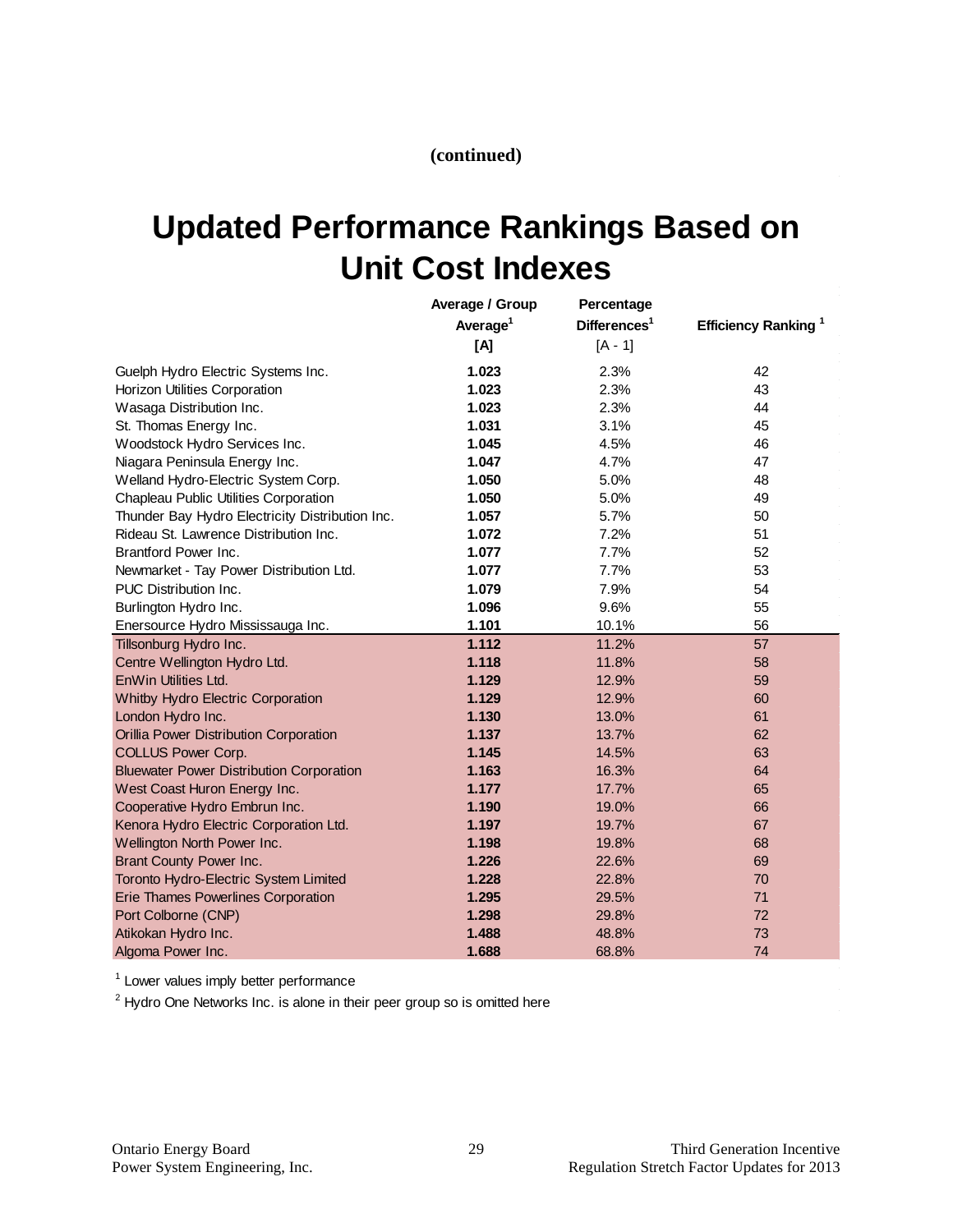(continued)

# Updated Performance Rankings Based on Unit Cost Indexes

| | Average / Group Average[1] [A] | Percentage Differences[1] [A - 1] | Efficiency Ranking [1] |
|---|---|---|---|
| Guelph Hydro Electric Systems Inc. | **1.023** | 2.3% | 42 |
| Horizon Utilities Corporation | **1.023** | 2.3% | 43 |
| Wasaga Distribution Inc. | **1.023** | 2.3% | 44 |
| St. Thomas Energy Inc. | **1.031** | 3.1% | 45 |
| Woodstock Hydro Services Inc. | **1.045** | 4.5% | 46 |
| Niagara Peninsula Energy Inc. | **1.047** | 4.7% | 47 |
| Welland Hydro-Electric System Corp. | **1.050** | 5.0% | 48 |
| Chapleau Public Utilities Corporation | **1.050** | 5.0% | 49 |
| Thunder Bay Hydro Electricity Distribution Inc. | **1.057** | 5.7% | 50 |
| Rideau St. Lawrence Distribution Inc. | **1.072** | 7.2% | 51 |
| Brantford Power Inc. | **1.077** | 7.7% | 52 |
| Newmarket - Tay Power Distribution Ltd. | **1.077** | 7.7% | 53 |
| PUC Distribution Inc. | **1.079** | 7.9% | 54 |
| Burlington Hydro Inc. | **1.096** | 9.6% | 55 |
| Enersource Hydro Mississauga Inc. | **1.101** | 10.1% | 56 |
| Tillsonburg Hydro Inc. | **1.112** | 11.2% | 57 |
| Centre Wellington Hydro Ltd. | **1.118** | 11.8% | 58 |
| EnWin Utilities Ltd. | **1.129** | 12.9% | 59 |
| Whitby Hydro Electric Corporation | **1.129** | 12.9% | 60 |
| London Hydro Inc. | **1.130** | 13.0% | 61 |
| Orillia Power Distribution Corporation | **1.137** | 13.7% | 62 |
| COLLUS Power Corp. | **1.145** | 14.5% | 63 |
| Bluewater Power Distribution Corporation | **1.163** | 16.3% | 64 |
| West Coast Huron Energy Inc. | **1.177** | 17.7% | 65 |
| Cooperative Hydro Embrun Inc. | **1.190** | 19.0% | 66 |
| Kenora Hydro Electric Corporation Ltd. | **1.197** | 19.7% | 67 |
| Wellington North Power Inc. | **1.198** | 19.8% | 68 |
| Brant County Power Inc. | **1.226** | 22.6% | 69 |
| Toronto Hydro-Electric System Limited | **1.228** | 22.8% | 70 |
| Erie Thames Powerlines Corporation | **1.295** | 29.5% | 71 |
| Port Colborne (CNP) | **1.298** | 29.8% | 72 |
| Atikokan Hydro Inc. | **1.488** | 48.8% | 73 |
| Algoma Power Inc. | **1.688** | 68.8% | 74 |

[1] Lower values imply better performance

[2] Hydro One Networks Inc. is alone in their peer group so is omitted here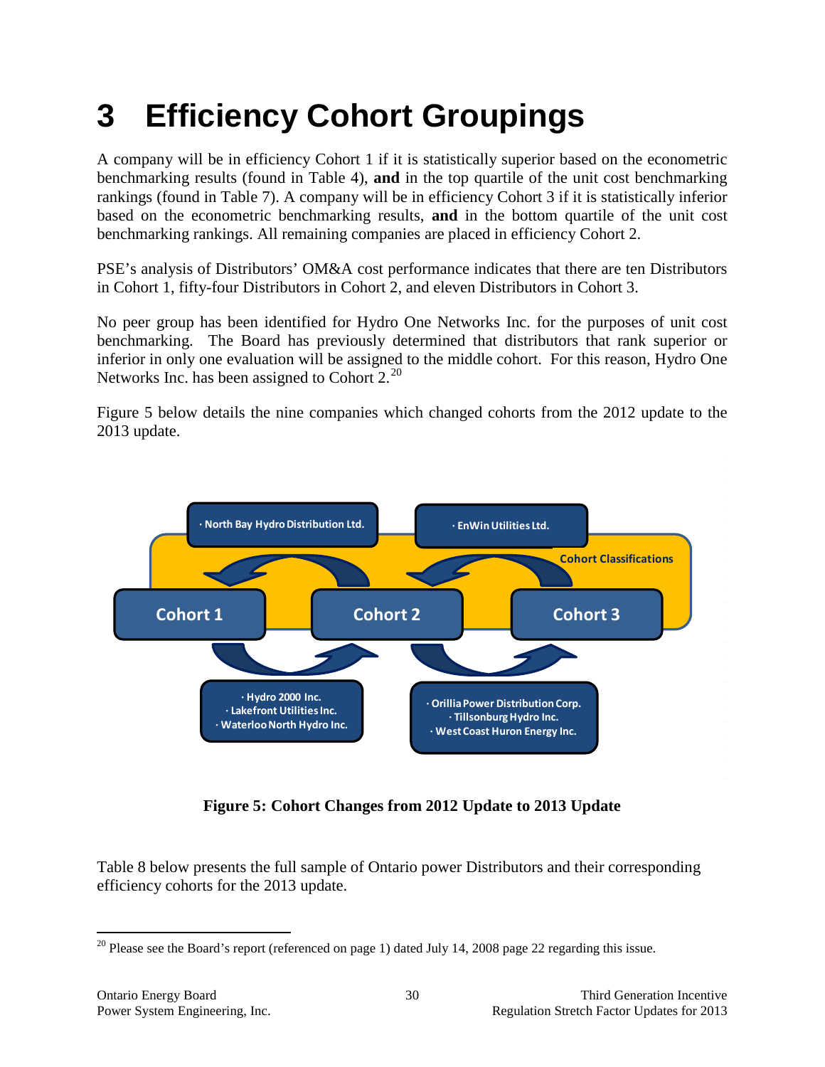# 3 Efficiency Cohort Groupings

A company will be in efficiency Cohort 1 if it is statistically superior based on the econometric benchmarking results (found in Table 4), **and** in the top quartile of the unit cost benchmarking rankings (found in Table 7). A company will be in efficiency Cohort 3 if it is statistically inferior based on the econometric benchmarking results, **and** in the bottom quartile of the unit cost benchmarking rankings. All remaining companies are placed in efficiency Cohort 2.

PSE's analysis of Distributors' OM&A cost performance indicates that there are ten Distributors in Cohort 1, fifty-four Distributors in Cohort 2, and eleven Distributors in Cohort 3.

No peer group has been identified for Hydro One Networks Inc. for the purposes of unit cost benchmarking. The Board has previously determined that distributors that rank superior or inferior in only one evaluation will be assigned to the middle cohort. For this reason, Hydro One Networks Inc. has been assigned to Cohort 2.[20]

Figure 5 below details the nine companies which changed cohorts from the 2012 update to the 2013 update.

Cohort Classifications

Cohort 1 | Cohort 2 | Cohort 3

- North Bay Hydro Distribution Ltd.
- EnWin Utilities Ltd.
- Hydro 2000 Inc.
- Lakefront Utilities Inc.
- Waterloo North Hydro Inc.
- Orillia Power Distribution Corp.
- Tillsonburg Hydro Inc.
- West Coast Huron Energy Inc.

**Figure 5: Cohort Changes from 2012 Update to 2013 Update**

Table 8 below presents the full sample of Ontario power Distributors and their corresponding efficiency cohorts for the 2013 update.

[20] Please see the Board's report (referenced on page 1) dated July 14, 2008 page 22 regarding this issue.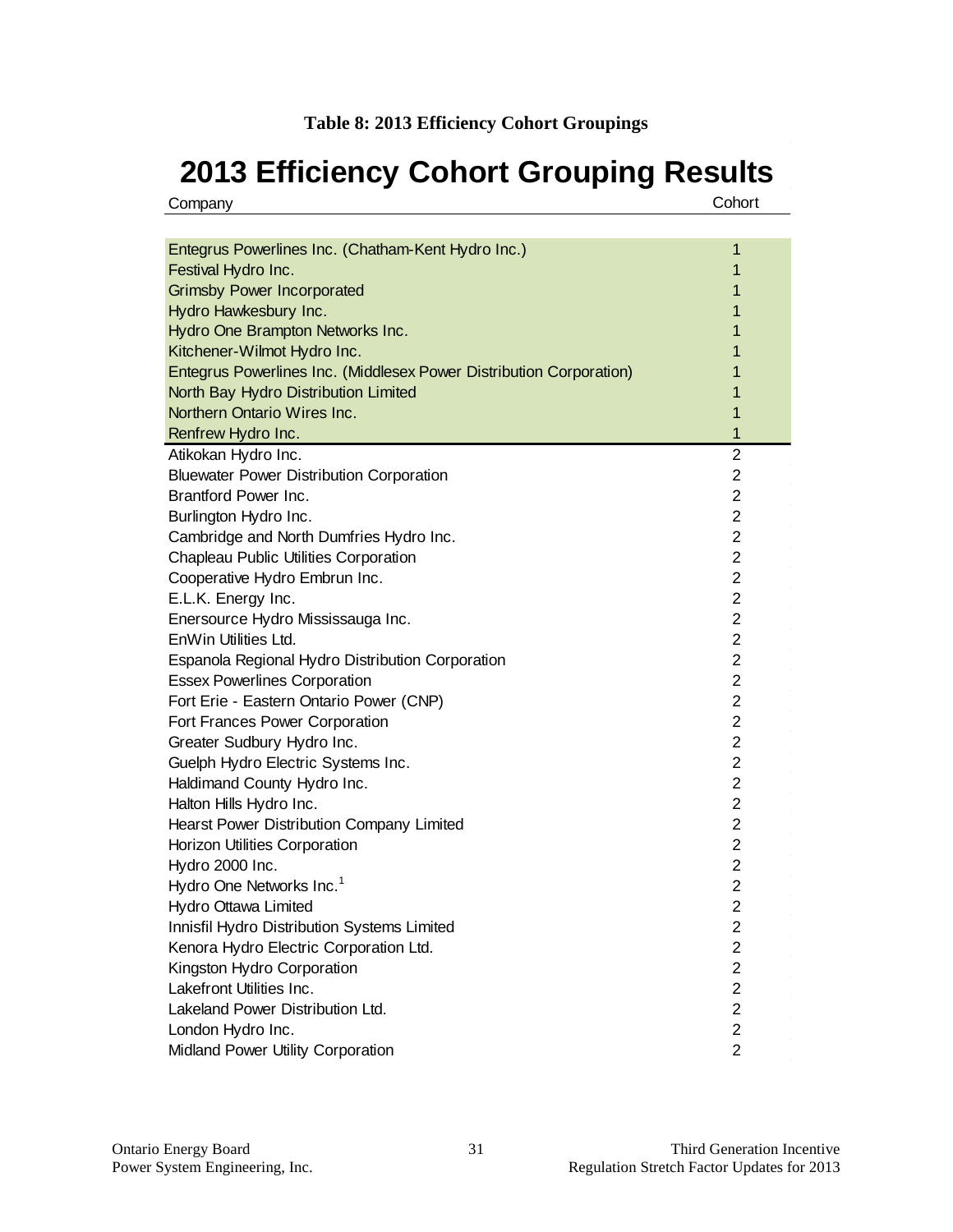**Table 8: 2013 Efficiency Cohort Groupings**

# 2013 Efficiency Cohort Grouping Results

| Company | Cohort |
|---|---|
| Entegrus Powerlines Inc. (Chatham-Kent Hydro Inc.) | 1 |
| Festival Hydro Inc. | 1 |
| Grimsby Power Incorporated | 1 |
| Hydro Hawkesbury Inc. | 1 |
| Hydro One Brampton Networks Inc. | 1 |
| Kitchener-Wilmot Hydro Inc. | 1 |
| Entegrus Powerlines Inc. (Middlesex Power Distribution Corporation) | 1 |
| North Bay Hydro Distribution Limited | 1 |
| Northern Ontario Wires Inc. | 1 |
| Renfrew Hydro Inc. | 1 |
| Atikokan Hydro Inc. | 2 |
| Bluewater Power Distribution Corporation | 2 |
| Brantford Power Inc. | 2 |
| Burlington Hydro Inc. | 2 |
| Cambridge and North Dumfries Hydro Inc. | 2 |
| Chapleau Public Utilities Corporation | 2 |
| Cooperative Hydro Embrun Inc. | 2 |
| E.L.K. Energy Inc. | 2 |
| Enersource Hydro Mississauga Inc. | 2 |
| EnWin Utilities Ltd. | 2 |
| Espanola Regional Hydro Distribution Corporation | 2 |
| Essex Powerlines Corporation | 2 |
| Fort Erie - Eastern Ontario Power (CNP) | 2 |
| Fort Frances Power Corporation | 2 |
| Greater Sudbury Hydro Inc. | 2 |
| Guelph Hydro Electric Systems Inc. | 2 |
| Haldimand County Hydro Inc. | 2 |
| Halton Hills Hydro Inc. | 2 |
| Hearst Power Distribution Company Limited | 2 |
| Horizon Utilities Corporation | 2 |
| Hydro 2000 Inc. | 2 |
| Hydro One Networks Inc.[1] | 2 |
| Hydro Ottawa Limited | 2 |
| Innisfil Hydro Distribution Systems Limited | 2 |
| Kenora Hydro Electric Corporation Ltd. | 2 |
| Kingston Hydro Corporation | 2 |
| Lakefront Utilities Inc. | 2 |
| Lakeland Power Distribution Ltd. | 2 |
| London Hydro Inc. | 2 |
| Midland Power Utility Corporation | 2 |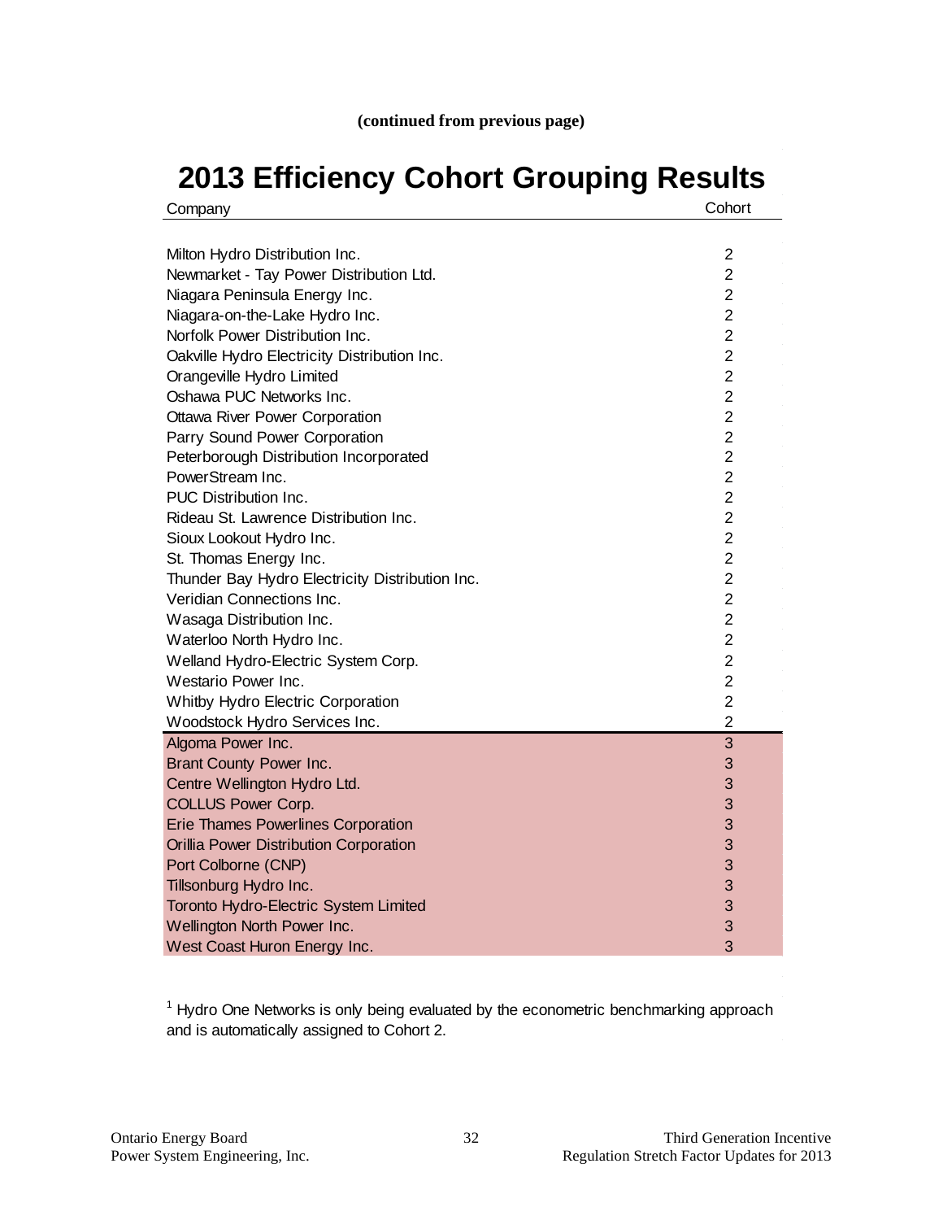**(continued from previous page)**

# 2013 Efficiency Cohort Grouping Results

| Company | Cohort |
|---|---|
| Milton Hydro Distribution Inc. | 2 |
| Newmarket - Tay Power Distribution Ltd. | 2 |
| Niagara Peninsula Energy Inc. | 2 |
| Niagara-on-the-Lake Hydro Inc. | 2 |
| Norfolk Power Distribution Inc. | 2 |
| Oakville Hydro Electricity Distribution Inc. | 2 |
| Orangeville Hydro Limited | 2 |
| Oshawa PUC Networks Inc. | 2 |
| Ottawa River Power Corporation | 2 |
| Parry Sound Power Corporation | 2 |
| Peterborough Distribution Incorporated | 2 |
| PowerStream Inc. | 2 |
| PUC Distribution Inc. | 2 |
| Rideau St. Lawrence Distribution Inc. | 2 |
| Sioux Lookout Hydro Inc. | 2 |
| St. Thomas Energy Inc. | 2 |
| Thunder Bay Hydro Electricity Distribution Inc. | 2 |
| Veridian Connections Inc. | 2 |
| Wasaga Distribution Inc. | 2 |
| Waterloo North Hydro Inc. | 2 |
| Welland Hydro-Electric System Corp. | 2 |
| Westario Power Inc. | 2 |
| Whitby Hydro Electric Corporation | 2 |
| Woodstock Hydro Services Inc. | 2 |
| Algoma Power Inc. | 3 |
| Brant County Power Inc. | 3 |
| Centre Wellington Hydro Ltd. | 3 |
| COLLUS Power Corp. | 3 |
| Erie Thames Powerlines Corporation | 3 |
| Orillia Power Distribution Corporation | 3 |
| Port Colborne (CNP) | 3 |
| Tillsonburg Hydro Inc. | 3 |
| Toronto Hydro-Electric System Limited | 3 |
| Wellington North Power Inc. | 3 |
| West Coast Huron Energy Inc. | 3 |

[1] Hydro One Networks is only being evaluated by the econometric benchmarking approach and is automatically assigned to Cohort 2.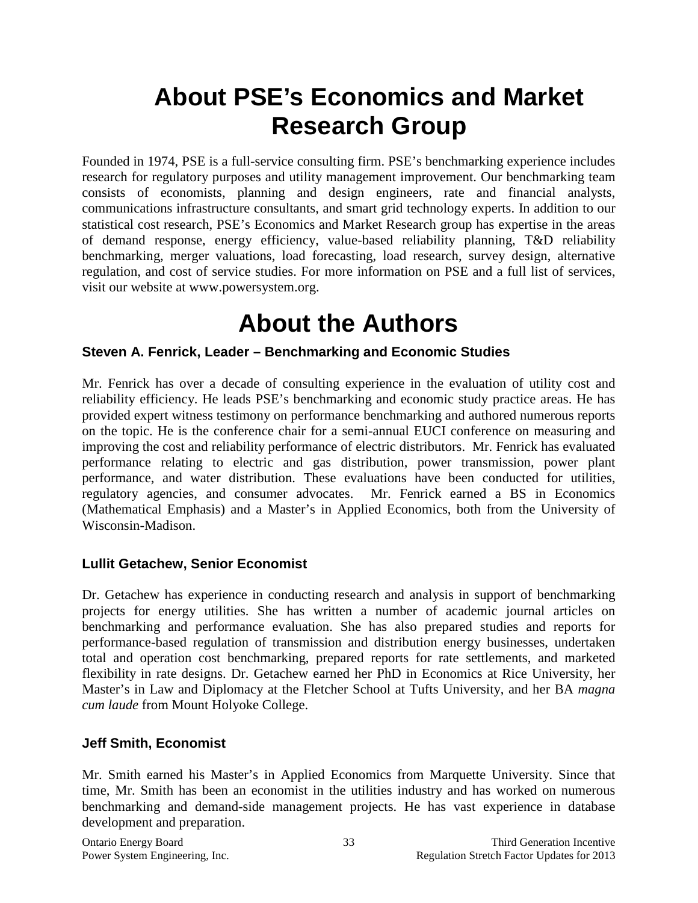# About PSE's Economics and Market Research Group

Founded in 1974, PSE is a full-service consulting firm. PSE's benchmarking experience includes research for regulatory purposes and utility management improvement. Our benchmarking team consists of economists, planning and design engineers, rate and financial analysts, communications infrastructure consultants, and smart grid technology experts. In addition to our statistical cost research, PSE's Economics and Market Research group has expertise in the areas of demand response, energy efficiency, value-based reliability planning, T&D reliability benchmarking, merger valuations, load forecasting, load research, survey design, alternative regulation, and cost of service studies. For more information on PSE and a full list of services, visit our website at www.powersystem.org.

# About the Authors

### Steven A. Fenrick, Leader – Benchmarking and Economic Studies

Mr. Fenrick has over a decade of consulting experience in the evaluation of utility cost and reliability efficiency. He leads PSE's benchmarking and economic study practice areas. He has provided expert witness testimony on performance benchmarking and authored numerous reports on the topic. He is the conference chair for a semi-annual EUCI conference on measuring and improving the cost and reliability performance of electric distributors. Mr. Fenrick has evaluated performance relating to electric and gas distribution, power transmission, power plant performance, and water distribution. These evaluations have been conducted for utilities, regulatory agencies, and consumer advocates. Mr. Fenrick earned a BS in Economics (Mathematical Emphasis) and a Master's in Applied Economics, both from the University of Wisconsin-Madison.

### Lullit Getachew, Senior Economist

Dr. Getachew has experience in conducting research and analysis in support of benchmarking projects for energy utilities. She has written a number of academic journal articles on benchmarking and performance evaluation. She has also prepared studies and reports for performance-based regulation of transmission and distribution energy businesses, undertaken total and operation cost benchmarking, prepared reports for rate settlements, and marketed flexibility in rate designs. Dr. Getachew earned her PhD in Economics at Rice University, her Master's in Law and Diplomacy at the Fletcher School at Tufts University, and her BA *magna cum laude* from Mount Holyoke College.

### Jeff Smith, Economist

Mr. Smith earned his Master's in Applied Economics from Marquette University. Since that time, Mr. Smith has been an economist in the utilities industry and has worked on numerous benchmarking and demand-side management projects. He has vast experience in database development and preparation.